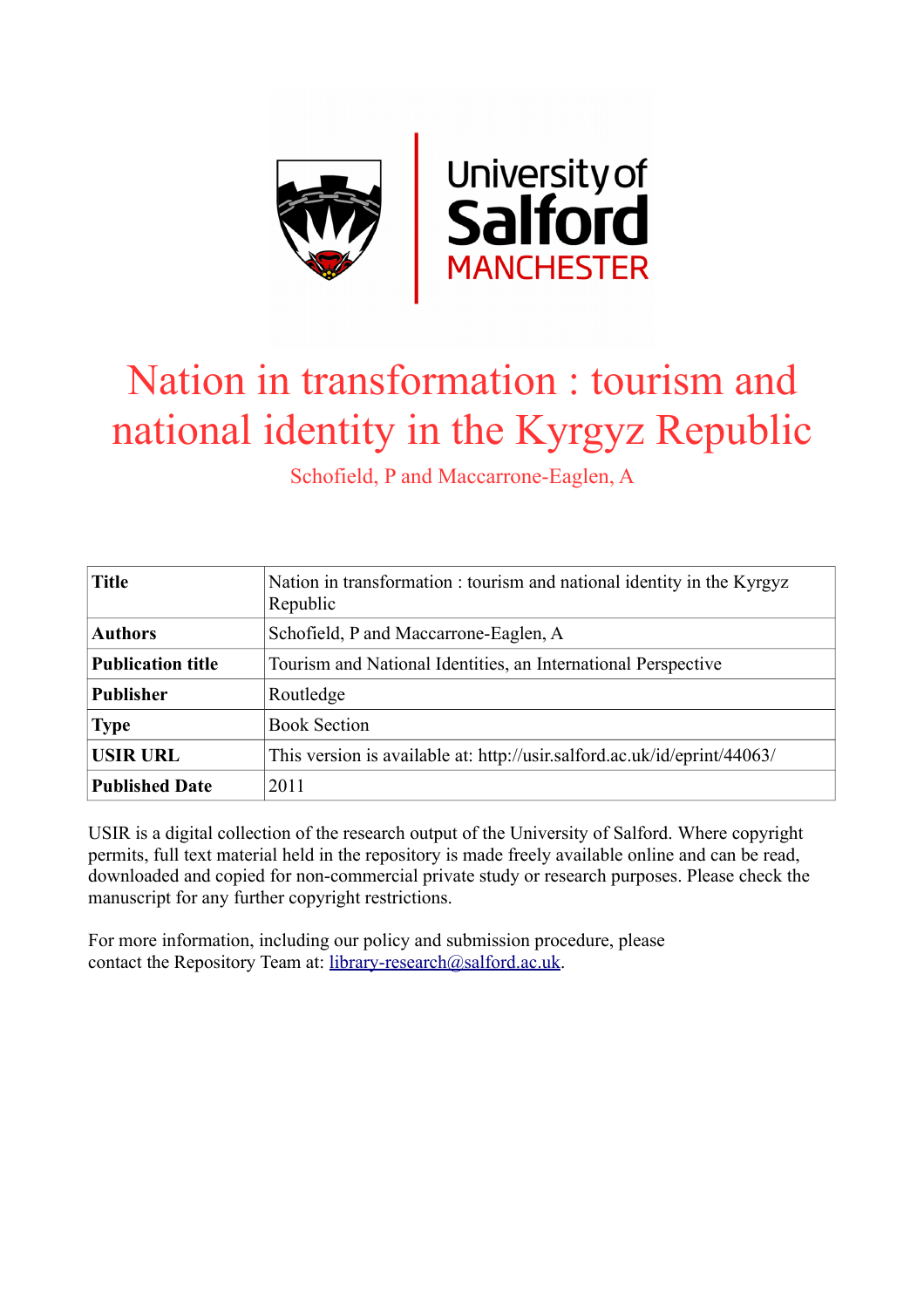# Nation in transformation : tourism and national identity in the Kyrgyz Republic

Schofield, P and Maccarrone-Eaglen, A

| Title | Nation in transformation : tourism and national identity in the Kyrgyz Republic |
|---|---|
| Authors | Schofield, P and Maccarrone-Eaglen, A |
| Publication title | Tourism and National Identities, an International Perspective |
| Publisher | Routledge |
| Type | Book Section |
| USIR URL | This version is available at: http://usir.salford.ac.uk/id/eprint/44063/ |
| Published Date | 2011 |

USIR is a digital collection of the research output of the University of Salford. Where copyright permits, full text material held in the repository is made freely available online and can be read, downloaded and copied for non-commercial private study or research purposes. Please check the manuscript for any further copyright restrictions.

For more information, including our policy and submission procedure, please contact the Repository Team at: library-research@salford.ac.uk.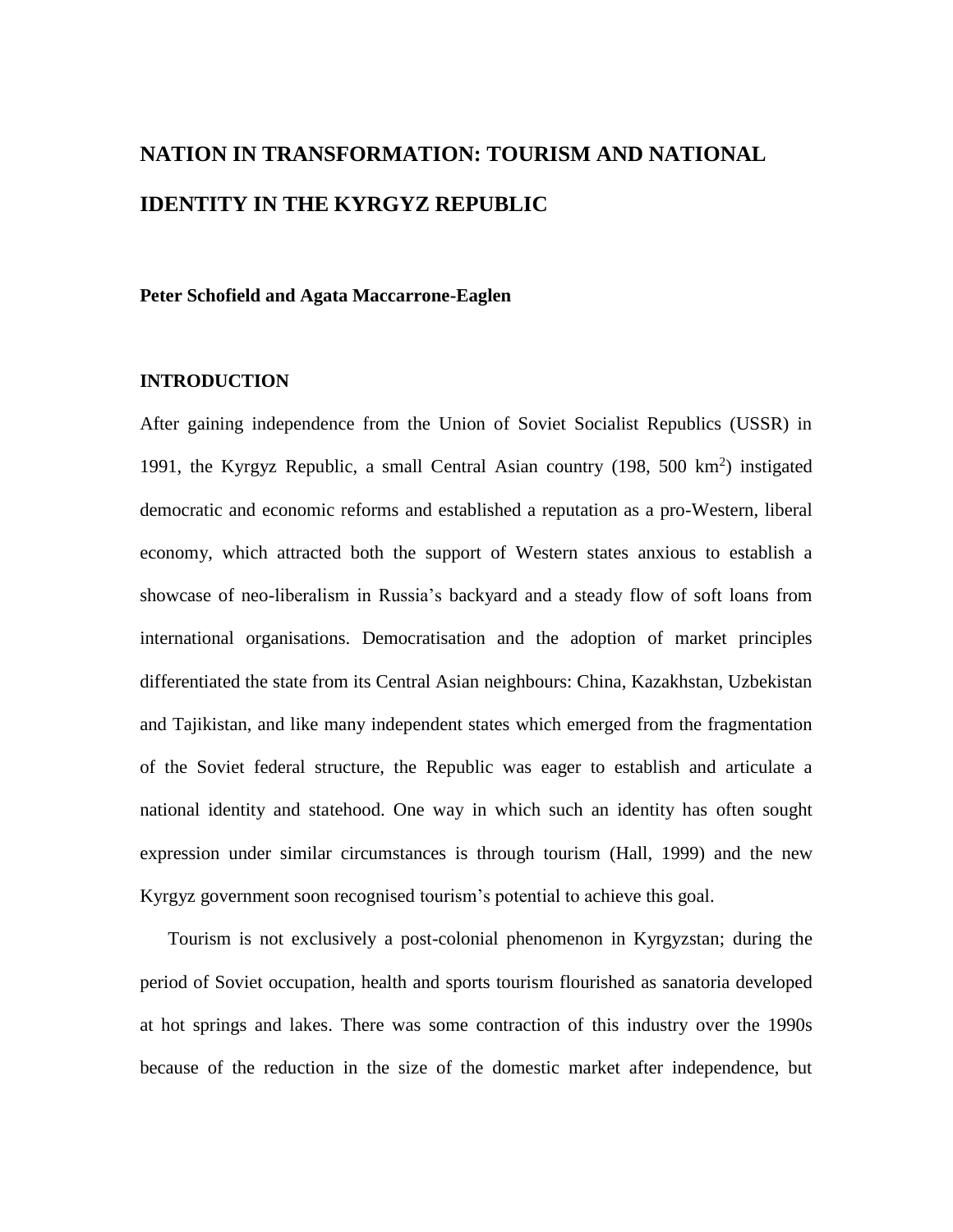# NATION IN TRANSFORMATION: TOURISM AND NATIONAL IDENTITY IN THE KYRGYZ REPUBLIC

**Peter Schofield and Agata Maccarrone-Eaglen**

## INTRODUCTION

After gaining independence from the Union of Soviet Socialist Republics (USSR) in 1991, the Kyrgyz Republic, a small Central Asian country (198, 500 km$^2$) instigated democratic and economic reforms and established a reputation as a pro-Western, liberal economy, which attracted both the support of Western states anxious to establish a showcase of neo-liberalism in Russia's backyard and a steady flow of soft loans from international organisations. Democratisation and the adoption of market principles differentiated the state from its Central Asian neighbours: China, Kazakhstan, Uzbekistan and Tajikistan, and like many independent states which emerged from the fragmentation of the Soviet federal structure, the Republic was eager to establish and articulate a national identity and statehood. One way in which such an identity has often sought expression under similar circumstances is through tourism (Hall, 1999) and the new Kyrgyz government soon recognised tourism's potential to achieve this goal.

Tourism is not exclusively a post-colonial phenomenon in Kyrgyzstan; during the period of Soviet occupation, health and sports tourism flourished as sanatoria developed at hot springs and lakes. There was some contraction of this industry over the 1990s because of the reduction in the size of the domestic market after independence, but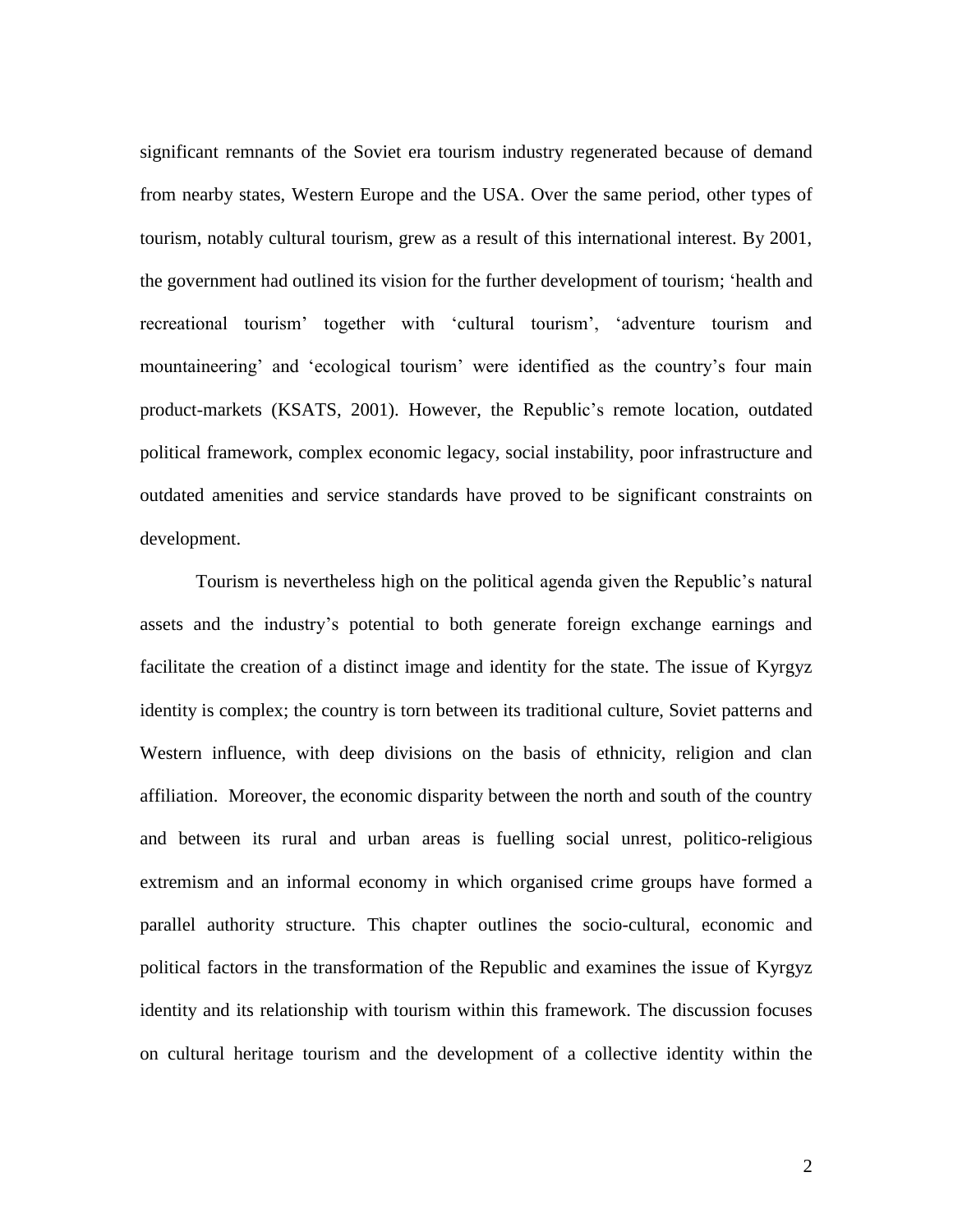significant remnants of the Soviet era tourism industry regenerated because of demand from nearby states, Western Europe and the USA. Over the same period, other types of tourism, notably cultural tourism, grew as a result of this international interest. By 2001, the government had outlined its vision for the further development of tourism; 'health and recreational tourism' together with 'cultural tourism', 'adventure tourism and mountaineering' and 'ecological tourism' were identified as the country's four main product-markets (KSATS, 2001). However, the Republic's remote location, outdated political framework, complex economic legacy, social instability, poor infrastructure and outdated amenities and service standards have proved to be significant constraints on development.

Tourism is nevertheless high on the political agenda given the Republic's natural assets and the industry's potential to both generate foreign exchange earnings and facilitate the creation of a distinct image and identity for the state. The issue of Kyrgyz identity is complex; the country is torn between its traditional culture, Soviet patterns and Western influence, with deep divisions on the basis of ethnicity, religion and clan affiliation. Moreover, the economic disparity between the north and south of the country and between its rural and urban areas is fuelling social unrest, politico-religious extremism and an informal economy in which organised crime groups have formed a parallel authority structure. This chapter outlines the socio-cultural, economic and political factors in the transformation of the Republic and examines the issue of Kyrgyz identity and its relationship with tourism within this framework. The discussion focuses on cultural heritage tourism and the development of a collective identity within the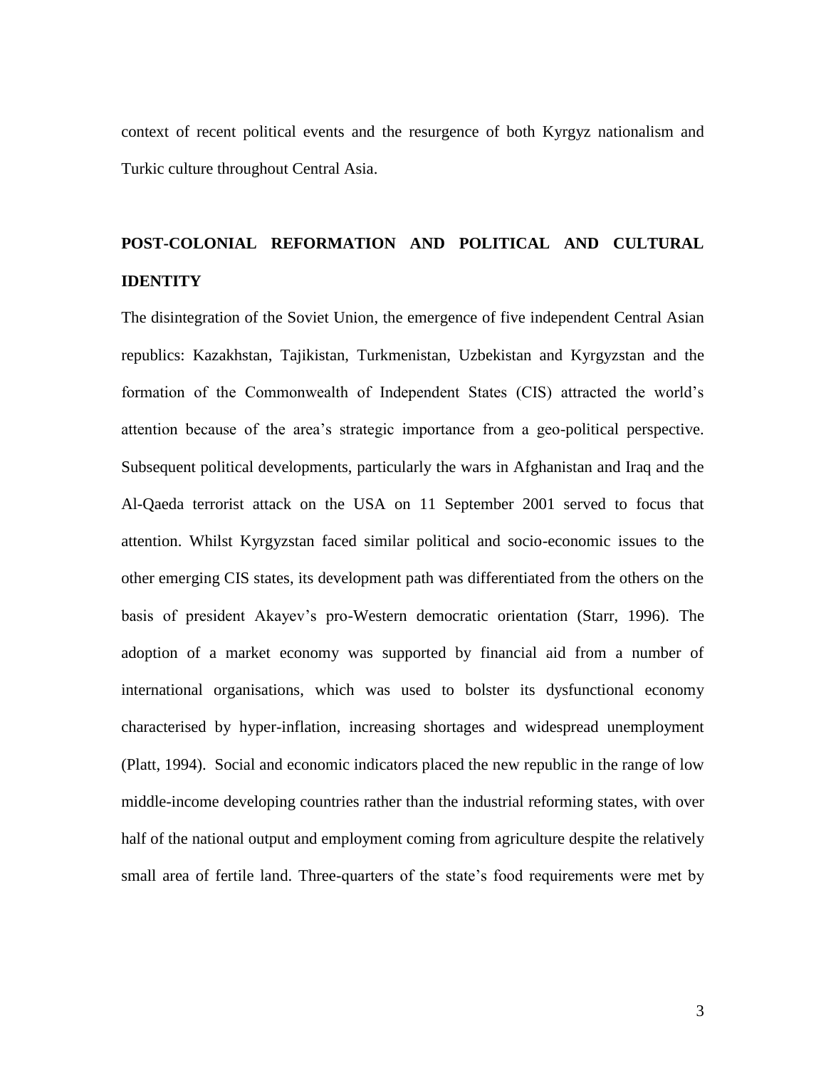context of recent political events and the resurgence of both Kyrgyz nationalism and Turkic culture throughout Central Asia.

## POST-COLONIAL REFORMATION AND POLITICAL AND CULTURAL IDENTITY

The disintegration of the Soviet Union, the emergence of five independent Central Asian republics: Kazakhstan, Tajikistan, Turkmenistan, Uzbekistan and Kyrgyzstan and the formation of the Commonwealth of Independent States (CIS) attracted the world's attention because of the area's strategic importance from a geo-political perspective. Subsequent political developments, particularly the wars in Afghanistan and Iraq and the Al-Qaeda terrorist attack on the USA on 11 September 2001 served to focus that attention. Whilst Kyrgyzstan faced similar political and socio-economic issues to the other emerging CIS states, its development path was differentiated from the others on the basis of president Akayev's pro-Western democratic orientation (Starr, 1996). The adoption of a market economy was supported by financial aid from a number of international organisations, which was used to bolster its dysfunctional economy characterised by hyper-inflation, increasing shortages and widespread unemployment (Platt, 1994). Social and economic indicators placed the new republic in the range of low middle-income developing countries rather than the industrial reforming states, with over half of the national output and employment coming from agriculture despite the relatively small area of fertile land. Three-quarters of the state's food requirements were met by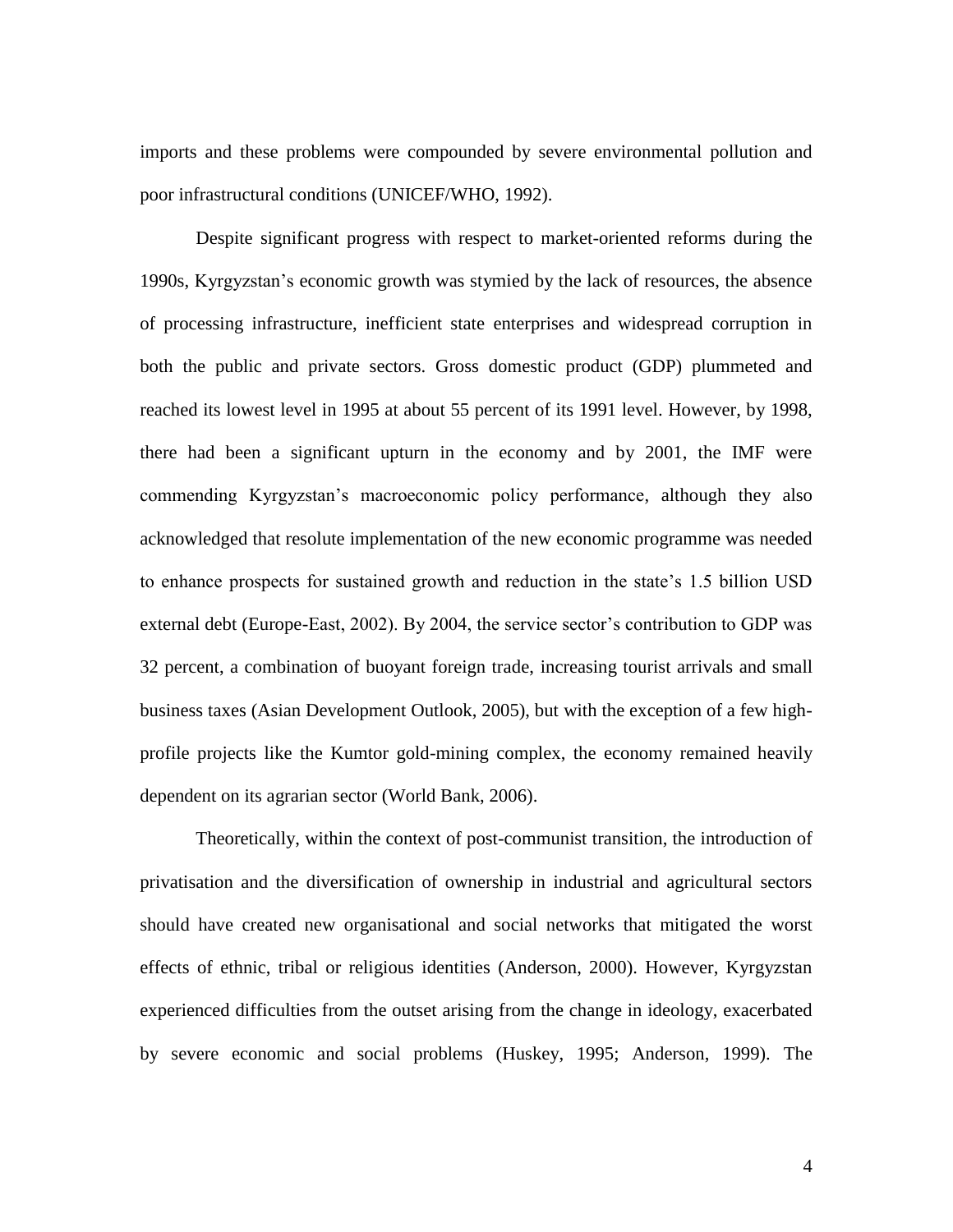imports and these problems were compounded by severe environmental pollution and poor infrastructural conditions (UNICEF/WHO, 1992).

Despite significant progress with respect to market-oriented reforms during the 1990s, Kyrgyzstan's economic growth was stymied by the lack of resources, the absence of processing infrastructure, inefficient state enterprises and widespread corruption in both the public and private sectors. Gross domestic product (GDP) plummeted and reached its lowest level in 1995 at about 55 percent of its 1991 level. However, by 1998, there had been a significant upturn in the economy and by 2001, the IMF were commending Kyrgyzstan's macroeconomic policy performance, although they also acknowledged that resolute implementation of the new economic programme was needed to enhance prospects for sustained growth and reduction in the state's 1.5 billion USD external debt (Europe-East, 2002). By 2004, the service sector's contribution to GDP was 32 percent, a combination of buoyant foreign trade, increasing tourist arrivals and small business taxes (Asian Development Outlook, 2005), but with the exception of a few high-profile projects like the Kumtor gold-mining complex, the economy remained heavily dependent on its agrarian sector (World Bank, 2006).

Theoretically, within the context of post-communist transition, the introduction of privatisation and the diversification of ownership in industrial and agricultural sectors should have created new organisational and social networks that mitigated the worst effects of ethnic, tribal or religious identities (Anderson, 2000). However, Kyrgyzstan experienced difficulties from the outset arising from the change in ideology, exacerbated by severe economic and social problems (Huskey, 1995; Anderson, 1999). The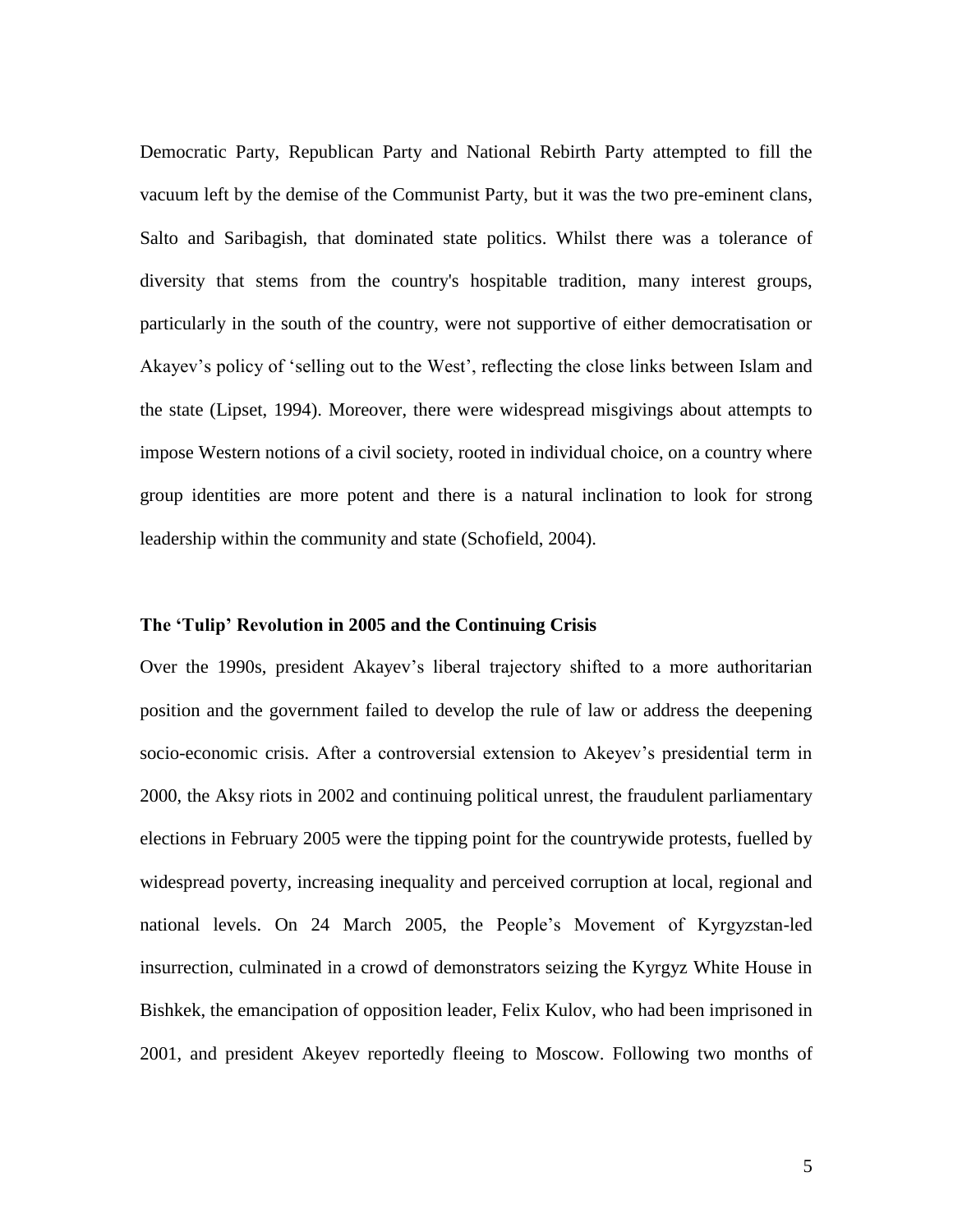Democratic Party, Republican Party and National Rebirth Party attempted to fill the vacuum left by the demise of the Communist Party, but it was the two pre-eminent clans, Salto and Saribagish, that dominated state politics. Whilst there was a tolerance of diversity that stems from the country's hospitable tradition, many interest groups, particularly in the south of the country, were not supportive of either democratisation or Akayev's policy of 'selling out to the West', reflecting the close links between Islam and the state (Lipset, 1994). Moreover, there were widespread misgivings about attempts to impose Western notions of a civil society, rooted in individual choice, on a country where group identities are more potent and there is a natural inclination to look for strong leadership within the community and state (Schofield, 2004).

### The 'Tulip' Revolution in 2005 and the Continuing Crisis

Over the 1990s, president Akayev's liberal trajectory shifted to a more authoritarian position and the government failed to develop the rule of law or address the deepening socio-economic crisis. After a controversial extension to Akeyev's presidential term in 2000, the Aksy riots in 2002 and continuing political unrest, the fraudulent parliamentary elections in February 2005 were the tipping point for the countrywide protests, fuelled by widespread poverty, increasing inequality and perceived corruption at local, regional and national levels. On 24 March 2005, the People's Movement of Kyrgyzstan-led insurrection, culminated in a crowd of demonstrators seizing the Kyrgyz White House in Bishkek, the emancipation of opposition leader, Felix Kulov, who had been imprisoned in 2001, and president Akeyev reportedly fleeing to Moscow. Following two months of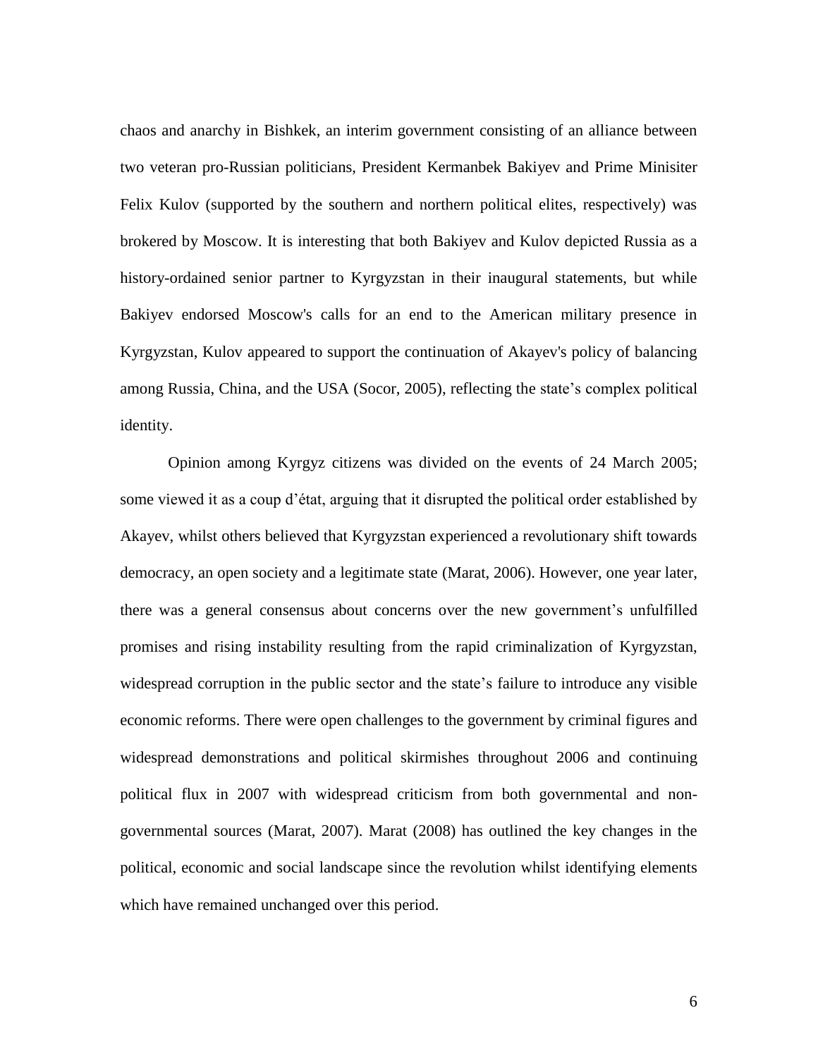chaos and anarchy in Bishkek, an interim government consisting of an alliance between two veteran pro-Russian politicians, President Kermanbek Bakiyev and Prime Minisiter Felix Kulov (supported by the southern and northern political elites, respectively) was brokered by Moscow. It is interesting that both Bakiyev and Kulov depicted Russia as a history-ordained senior partner to Kyrgyzstan in their inaugural statements, but while Bakiyev endorsed Moscow's calls for an end to the American military presence in Kyrgyzstan, Kulov appeared to support the continuation of Akayev's policy of balancing among Russia, China, and the USA (Socor, 2005), reflecting the state's complex political identity.

Opinion among Kyrgyz citizens was divided on the events of 24 March 2005; some viewed it as a coup d'état, arguing that it disrupted the political order established by Akayev, whilst others believed that Kyrgyzstan experienced a revolutionary shift towards democracy, an open society and a legitimate state (Marat, 2006). However, one year later, there was a general consensus about concerns over the new government's unfulfilled promises and rising instability resulting from the rapid criminalization of Kyrgyzstan, widespread corruption in the public sector and the state's failure to introduce any visible economic reforms. There were open challenges to the government by criminal figures and widespread demonstrations and political skirmishes throughout 2006 and continuing political flux in 2007 with widespread criticism from both governmental and non-governmental sources (Marat, 2007). Marat (2008) has outlined the key changes in the political, economic and social landscape since the revolution whilst identifying elements which have remained unchanged over this period.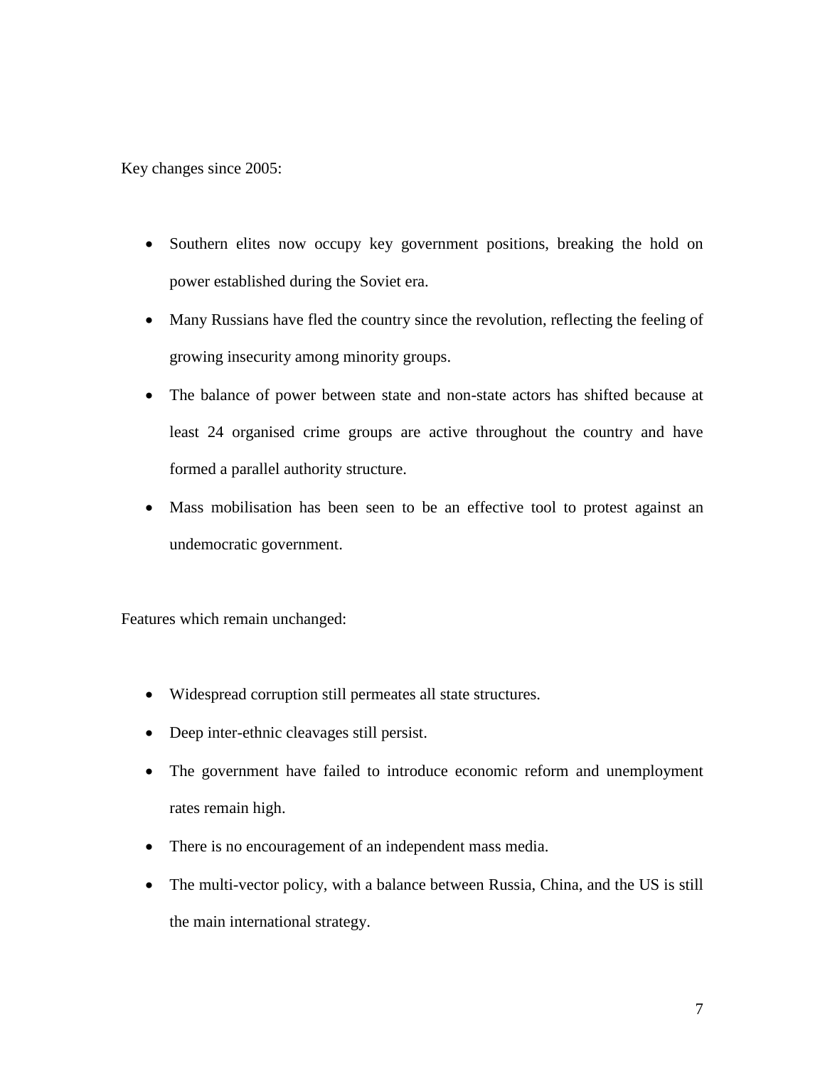Key changes since 2005:

- Southern elites now occupy key government positions, breaking the hold on power established during the Soviet era.
- Many Russians have fled the country since the revolution, reflecting the feeling of growing insecurity among minority groups.
- The balance of power between state and non-state actors has shifted because at least 24 organised crime groups are active throughout the country and have formed a parallel authority structure.
- Mass mobilisation has been seen to be an effective tool to protest against an undemocratic government.

Features which remain unchanged:

- Widespread corruption still permeates all state structures.
- Deep inter-ethnic cleavages still persist.
- The government have failed to introduce economic reform and unemployment rates remain high.
- There is no encouragement of an independent mass media.
- The multi-vector policy, with a balance between Russia, China, and the US is still the main international strategy.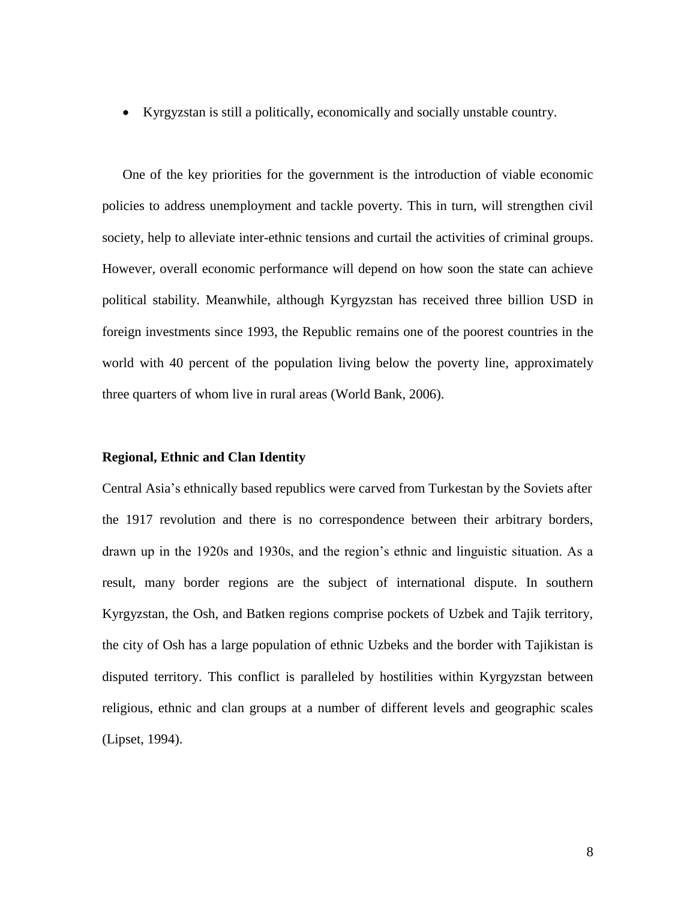- Kyrgyzstan is still a politically, economically and socially unstable country.

One of the key priorities for the government is the introduction of viable economic policies to address unemployment and tackle poverty. This in turn, will strengthen civil society, help to alleviate inter-ethnic tensions and curtail the activities of criminal groups. However, overall economic performance will depend on how soon the state can achieve political stability. Meanwhile, although Kyrgyzstan has received three billion USD in foreign investments since 1993, the Republic remains one of the poorest countries in the world with 40 percent of the population living below the poverty line, approximately three quarters of whom live in rural areas (World Bank, 2006).

**Regional, Ethnic and Clan Identity**

Central Asia's ethnically based republics were carved from Turkestan by the Soviets after the 1917 revolution and there is no correspondence between their arbitrary borders, drawn up in the 1920s and 1930s, and the region's ethnic and linguistic situation. As a result, many border regions are the subject of international dispute. In southern Kyrgyzstan, the Osh, and Batken regions comprise pockets of Uzbek and Tajik territory, the city of Osh has a large population of ethnic Uzbeks and the border with Tajikistan is disputed territory. This conflict is paralleled by hostilities within Kyrgyzstan between religious, ethnic and clan groups at a number of different levels and geographic scales (Lipset, 1994).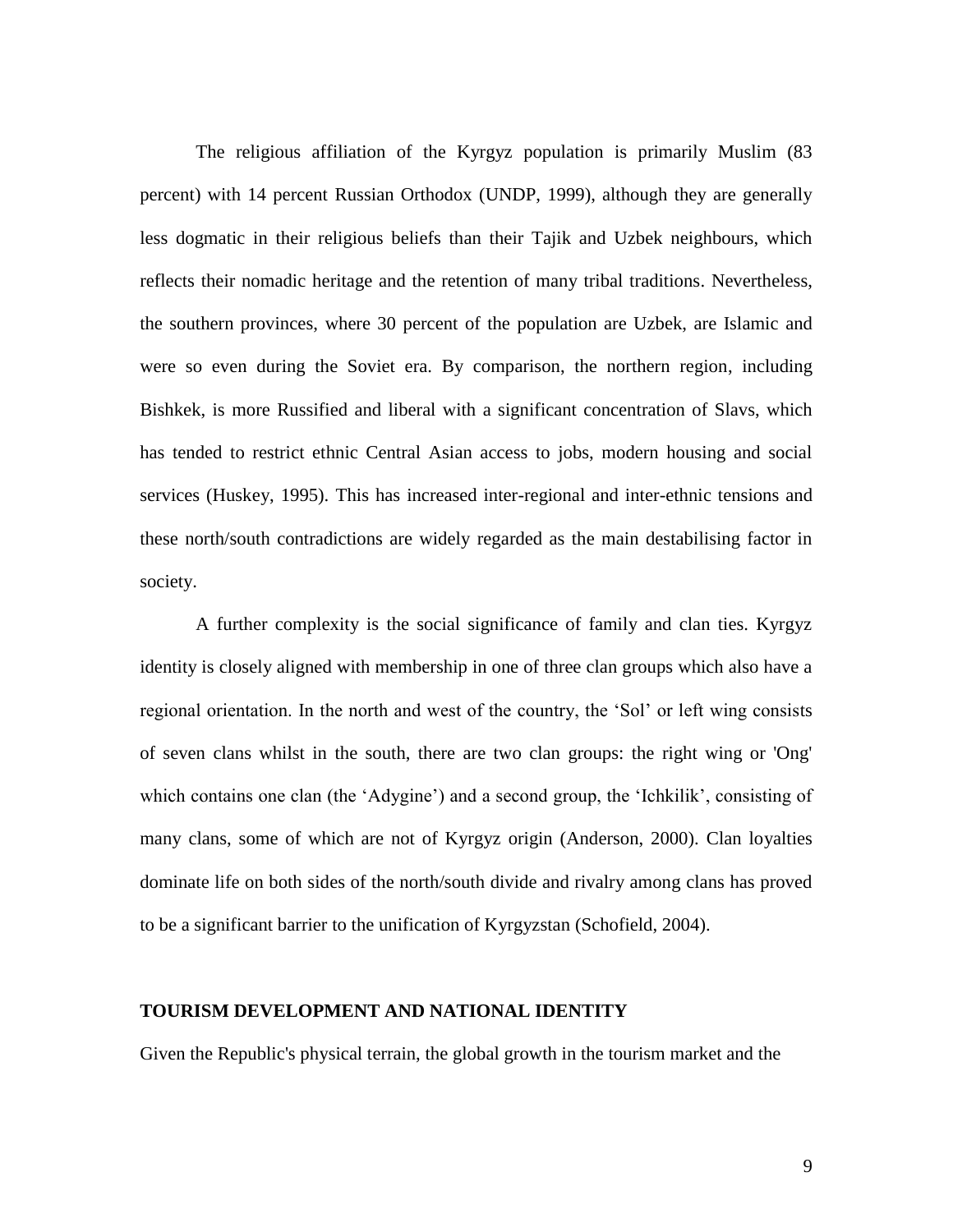The religious affiliation of the Kyrgyz population is primarily Muslim (83 percent) with 14 percent Russian Orthodox (UNDP, 1999), although they are generally less dogmatic in their religious beliefs than their Tajik and Uzbek neighbours, which reflects their nomadic heritage and the retention of many tribal traditions. Nevertheless, the southern provinces, where 30 percent of the population are Uzbek, are Islamic and were so even during the Soviet era. By comparison, the northern region, including Bishkek, is more Russified and liberal with a significant concentration of Slavs, which has tended to restrict ethnic Central Asian access to jobs, modern housing and social services (Huskey, 1995). This has increased inter-regional and inter-ethnic tensions and these north/south contradictions are widely regarded as the main destabilising factor in society.

A further complexity is the social significance of family and clan ties. Kyrgyz identity is closely aligned with membership in one of three clan groups which also have a regional orientation. In the north and west of the country, the 'Sol' or left wing consists of seven clans whilst in the south, there are two clan groups: the right wing or 'Ong' which contains one clan (the 'Adygine') and a second group, the 'Ichkilik', consisting of many clans, some of which are not of Kyrgyz origin (Anderson, 2000). Clan loyalties dominate life on both sides of the north/south divide and rivalry among clans has proved to be a significant barrier to the unification of Kyrgyzstan (Schofield, 2004).

## TOURISM DEVELOPMENT AND NATIONAL IDENTITY

Given the Republic's physical terrain, the global growth in the tourism market and the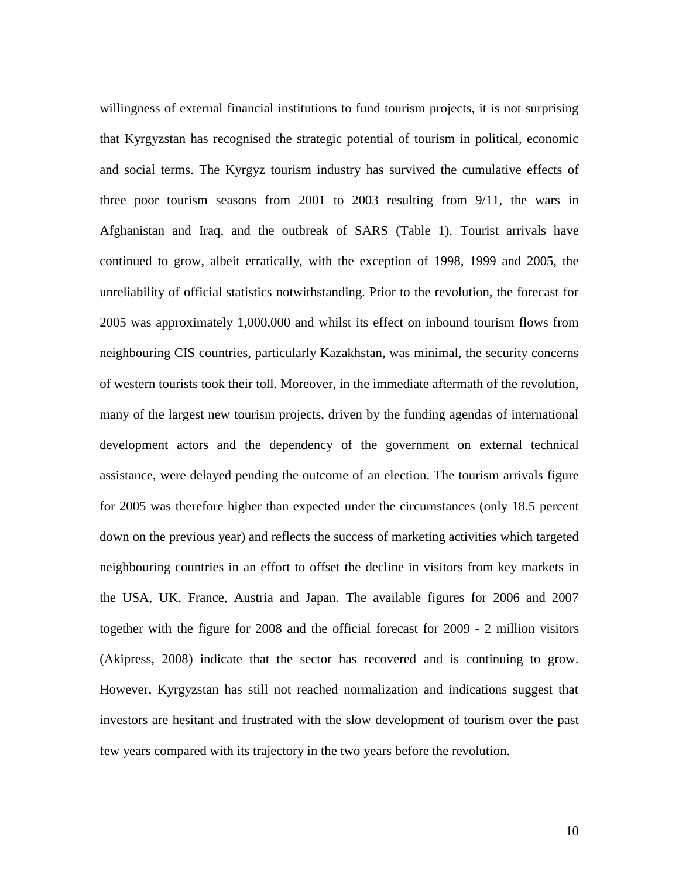willingness of external financial institutions to fund tourism projects, it is not surprising that Kyrgyzstan has recognised the strategic potential of tourism in political, economic and social terms. The Kyrgyz tourism industry has survived the cumulative effects of three poor tourism seasons from 2001 to 2003 resulting from 9/11, the wars in Afghanistan and Iraq, and the outbreak of SARS (Table 1). Tourist arrivals have continued to grow, albeit erratically, with the exception of 1998, 1999 and 2005, the unreliability of official statistics notwithstanding. Prior to the revolution, the forecast for 2005 was approximately 1,000,000 and whilst its effect on inbound tourism flows from neighbouring CIS countries, particularly Kazakhstan, was minimal, the security concerns of western tourists took their toll. Moreover, in the immediate aftermath of the revolution, many of the largest new tourism projects, driven by the funding agendas of international development actors and the dependency of the government on external technical assistance, were delayed pending the outcome of an election. The tourism arrivals figure for 2005 was therefore higher than expected under the circumstances (only 18.5 percent down on the previous year) and reflects the success of marketing activities which targeted neighbouring countries in an effort to offset the decline in visitors from key markets in the USA, UK, France, Austria and Japan. The available figures for 2006 and 2007 together with the figure for 2008 and the official forecast for 2009 - 2 million visitors (Akipress, 2008) indicate that the sector has recovered and is continuing to grow. However, Kyrgyzstan has still not reached normalization and indications suggest that investors are hesitant and frustrated with the slow development of tourism over the past few years compared with its trajectory in the two years before the revolution.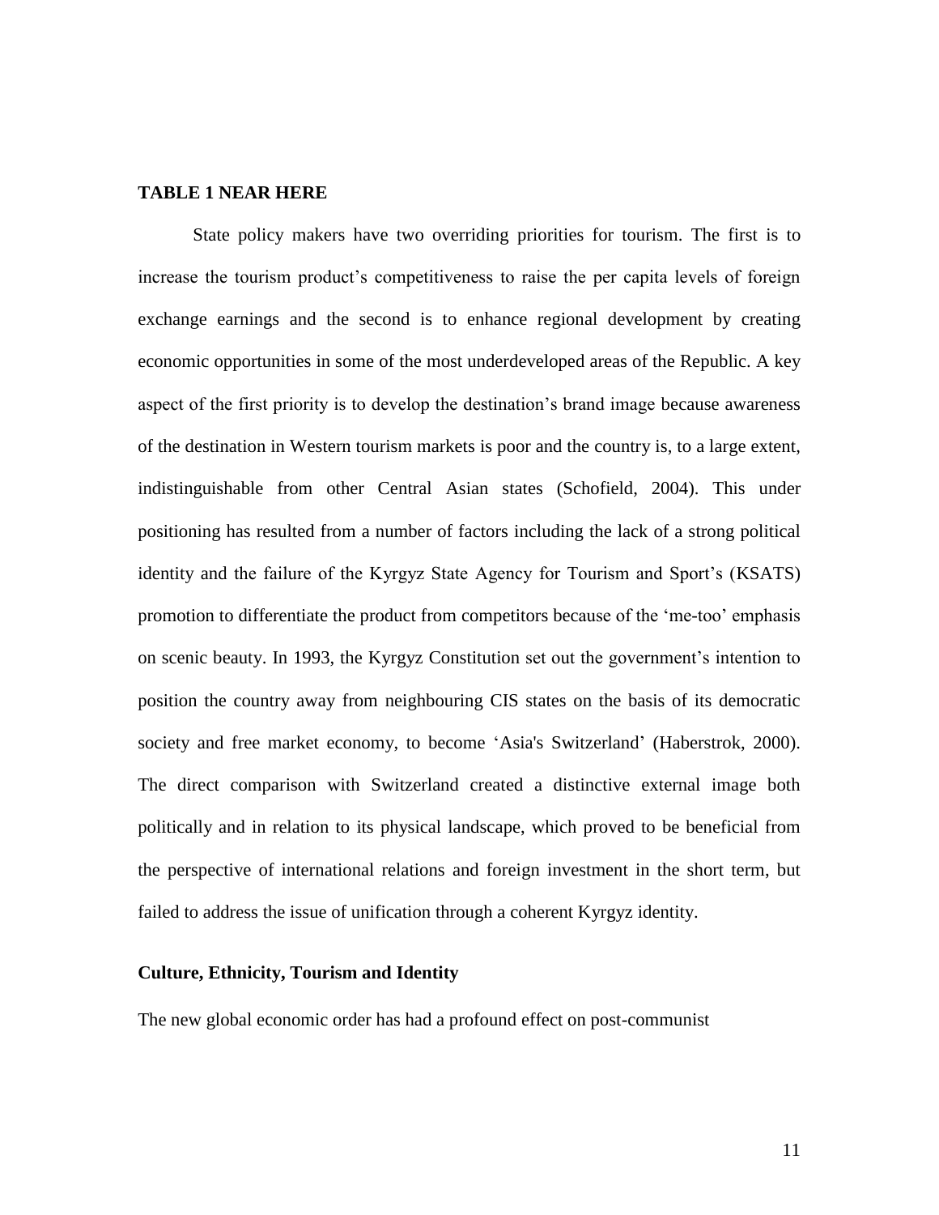**TABLE 1 NEAR HERE**

State policy makers have two overriding priorities for tourism. The first is to increase the tourism product's competitiveness to raise the per capita levels of foreign exchange earnings and the second is to enhance regional development by creating economic opportunities in some of the most underdeveloped areas of the Republic. A key aspect of the first priority is to develop the destination's brand image because awareness of the destination in Western tourism markets is poor and the country is, to a large extent, indistinguishable from other Central Asian states (Schofield, 2004). This under positioning has resulted from a number of factors including the lack of a strong political identity and the failure of the Kyrgyz State Agency for Tourism and Sport's (KSATS) promotion to differentiate the product from competitors because of the 'me-too' emphasis on scenic beauty. In 1993, the Kyrgyz Constitution set out the government's intention to position the country away from neighbouring CIS states on the basis of its democratic society and free market economy, to become 'Asia's Switzerland' (Haberstrok, 2000). The direct comparison with Switzerland created a distinctive external image both politically and in relation to its physical landscape, which proved to be beneficial from the perspective of international relations and foreign investment in the short term, but failed to address the issue of unification through a coherent Kyrgyz identity.

**Culture, Ethnicity, Tourism and Identity**

The new global economic order has had a profound effect on post-communist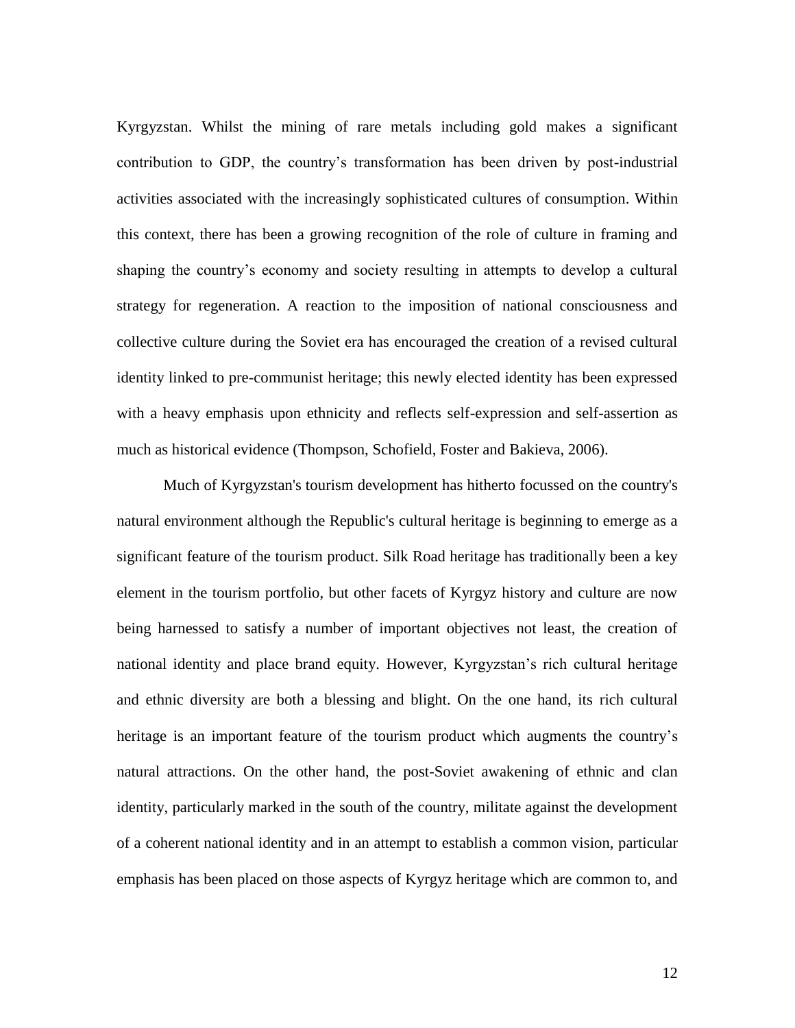Kyrgyzstan. Whilst the mining of rare metals including gold makes a significant contribution to GDP, the country's transformation has been driven by post-industrial activities associated with the increasingly sophisticated cultures of consumption. Within this context, there has been a growing recognition of the role of culture in framing and shaping the country's economy and society resulting in attempts to develop a cultural strategy for regeneration. A reaction to the imposition of national consciousness and collective culture during the Soviet era has encouraged the creation of a revised cultural identity linked to pre-communist heritage; this newly elected identity has been expressed with a heavy emphasis upon ethnicity and reflects self-expression and self-assertion as much as historical evidence (Thompson, Schofield, Foster and Bakieva, 2006).

Much of Kyrgyzstan's tourism development has hitherto focussed on the country's natural environment although the Republic's cultural heritage is beginning to emerge as a significant feature of the tourism product. Silk Road heritage has traditionally been a key element in the tourism portfolio, but other facets of Kyrgyz history and culture are now being harnessed to satisfy a number of important objectives not least, the creation of national identity and place brand equity. However, Kyrgyzstan's rich cultural heritage and ethnic diversity are both a blessing and blight. On the one hand, its rich cultural heritage is an important feature of the tourism product which augments the country's natural attractions. On the other hand, the post-Soviet awakening of ethnic and clan identity, particularly marked in the south of the country, militate against the development of a coherent national identity and in an attempt to establish a common vision, particular emphasis has been placed on those aspects of Kyrgyz heritage which are common to, and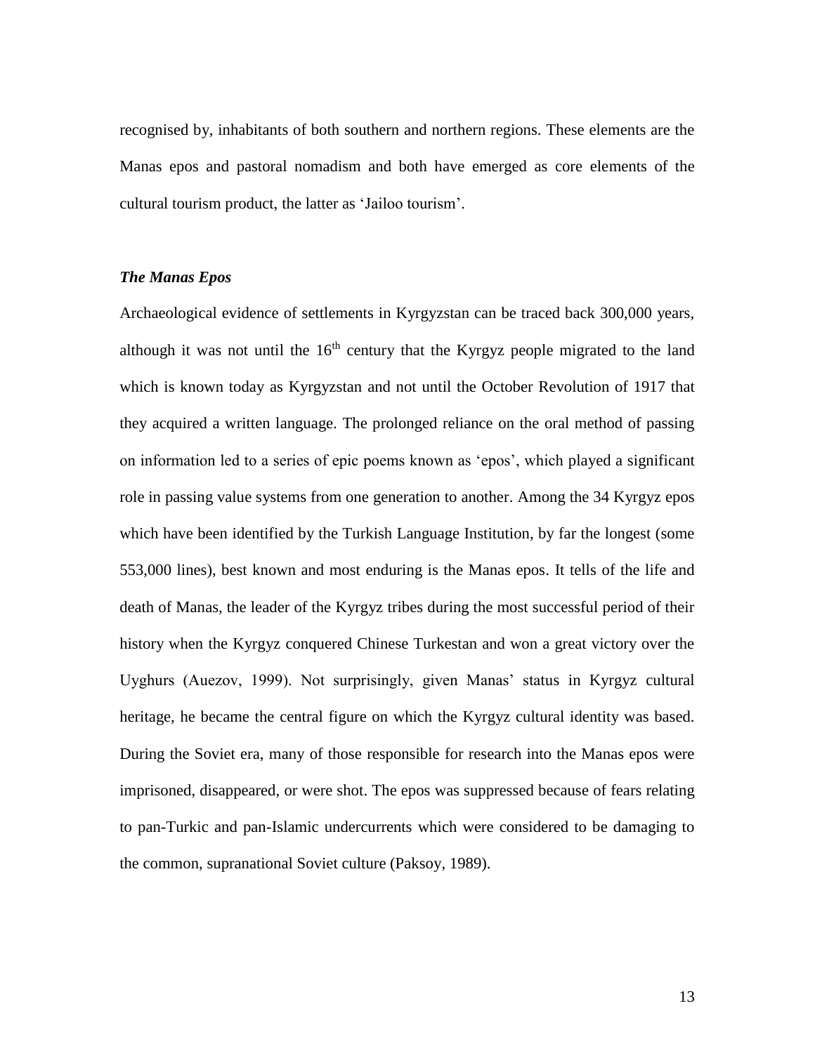recognised by, inhabitants of both southern and northern regions. These elements are the Manas epos and pastoral nomadism and both have emerged as core elements of the cultural tourism product, the latter as 'Jailoo tourism'.

***The Manas Epos***

Archaeological evidence of settlements in Kyrgyzstan can be traced back 300,000 years, although it was not until the 16th century that the Kyrgyz people migrated to the land which is known today as Kyrgyzstan and not until the October Revolution of 1917 that they acquired a written language. The prolonged reliance on the oral method of passing on information led to a series of epic poems known as 'epos', which played a significant role in passing value systems from one generation to another. Among the 34 Kyrgyz epos which have been identified by the Turkish Language Institution, by far the longest (some 553,000 lines), best known and most enduring is the Manas epos. It tells of the life and death of Manas, the leader of the Kyrgyz tribes during the most successful period of their history when the Kyrgyz conquered Chinese Turkestan and won a great victory over the Uyghurs (Auezov, 1999). Not surprisingly, given Manas' status in Kyrgyz cultural heritage, he became the central figure on which the Kyrgyz cultural identity was based. During the Soviet era, many of those responsible for research into the Manas epos were imprisoned, disappeared, or were shot. The epos was suppressed because of fears relating to pan-Turkic and pan-Islamic undercurrents which were considered to be damaging to the common, supranational Soviet culture (Paksoy, 1989).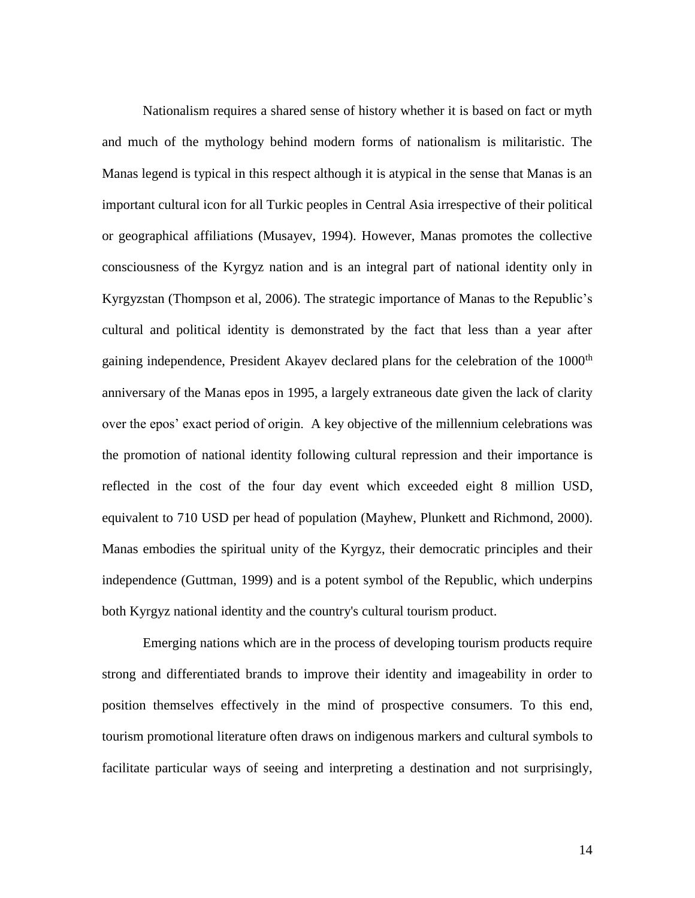Nationalism requires a shared sense of history whether it is based on fact or myth and much of the mythology behind modern forms of nationalism is militaristic. The Manas legend is typical in this respect although it is atypical in the sense that Manas is an important cultural icon for all Turkic peoples in Central Asia irrespective of their political or geographical affiliations (Musayev, 1994). However, Manas promotes the collective consciousness of the Kyrgyz nation and is an integral part of national identity only in Kyrgyzstan (Thompson et al, 2006). The strategic importance of Manas to the Republic's cultural and political identity is demonstrated by the fact that less than a year after gaining independence, President Akayev declared plans for the celebration of the 1000th anniversary of the Manas epos in 1995, a largely extraneous date given the lack of clarity over the epos' exact period of origin. A key objective of the millennium celebrations was the promotion of national identity following cultural repression and their importance is reflected in the cost of the four day event which exceeded eight 8 million USD, equivalent to 710 USD per head of population (Mayhew, Plunkett and Richmond, 2000). Manas embodies the spiritual unity of the Kyrgyz, their democratic principles and their independence (Guttman, 1999) and is a potent symbol of the Republic, which underpins both Kyrgyz national identity and the country's cultural tourism product.

Emerging nations which are in the process of developing tourism products require strong and differentiated brands to improve their identity and imageability in order to position themselves effectively in the mind of prospective consumers. To this end, tourism promotional literature often draws on indigenous markers and cultural symbols to facilitate particular ways of seeing and interpreting a destination and not surprisingly,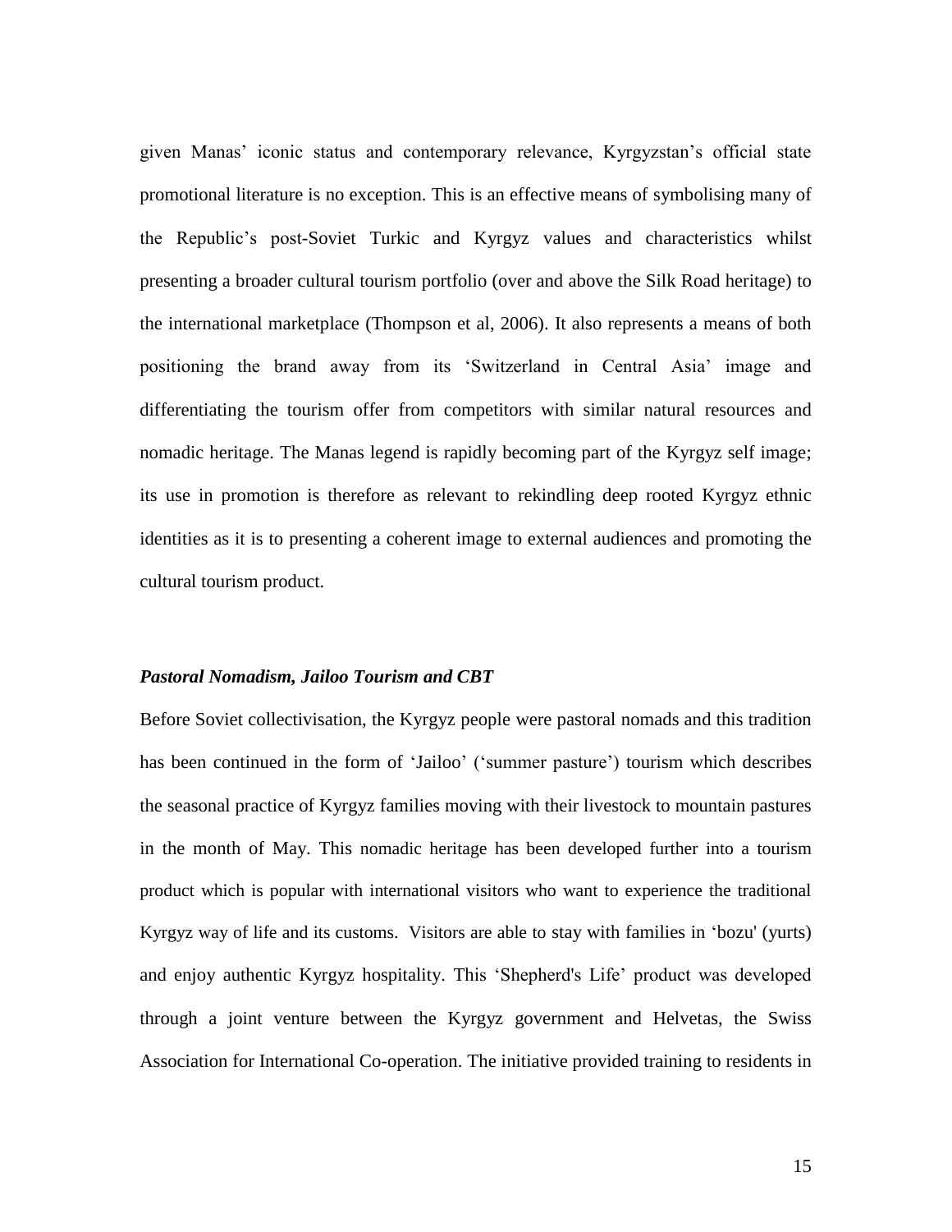given Manas' iconic status and contemporary relevance, Kyrgyzstan's official state promotional literature is no exception. This is an effective means of symbolising many of the Republic's post-Soviet Turkic and Kyrgyz values and characteristics whilst presenting a broader cultural tourism portfolio (over and above the Silk Road heritage) to the international marketplace (Thompson et al, 2006). It also represents a means of both positioning the brand away from its 'Switzerland in Central Asia' image and differentiating the tourism offer from competitors with similar natural resources and nomadic heritage. The Manas legend is rapidly becoming part of the Kyrgyz self image; its use in promotion is therefore as relevant to rekindling deep rooted Kyrgyz ethnic identities as it is to presenting a coherent image to external audiences and promoting the cultural tourism product.

***Pastoral Nomadism, Jailoo Tourism and CBT***

Before Soviet collectivisation, the Kyrgyz people were pastoral nomads and this tradition has been continued in the form of 'Jailoo' ('summer pasture') tourism which describes the seasonal practice of Kyrgyz families moving with their livestock to mountain pastures in the month of May. This nomadic heritage has been developed further into a tourism product which is popular with international visitors who want to experience the traditional Kyrgyz way of life and its customs. Visitors are able to stay with families in 'bozu' (yurts) and enjoy authentic Kyrgyz hospitality. This 'Shepherd's Life' product was developed through a joint venture between the Kyrgyz government and Helvetas, the Swiss Association for International Co-operation. The initiative provided training to residents in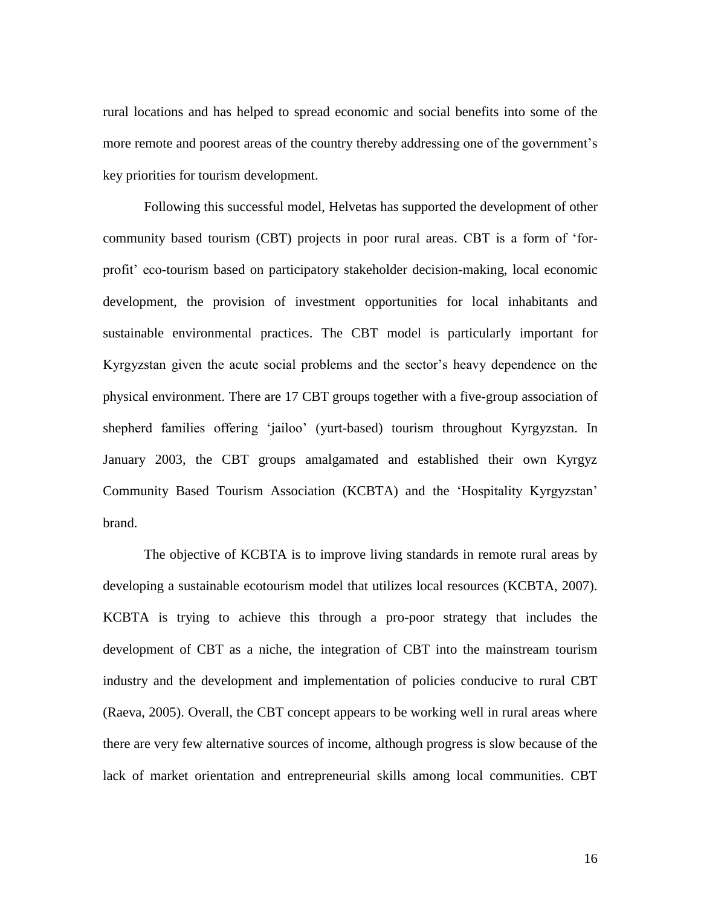rural locations and has helped to spread economic and social benefits into some of the more remote and poorest areas of the country thereby addressing one of the government's key priorities for tourism development.

Following this successful model, Helvetas has supported the development of other community based tourism (CBT) projects in poor rural areas. CBT is a form of 'for-profit' eco-tourism based on participatory stakeholder decision-making, local economic development, the provision of investment opportunities for local inhabitants and sustainable environmental practices. The CBT model is particularly important for Kyrgyzstan given the acute social problems and the sector's heavy dependence on the physical environment. There are 17 CBT groups together with a five-group association of shepherd families offering 'jailoo' (yurt-based) tourism throughout Kyrgyzstan. In January 2003, the CBT groups amalgamated and established their own Kyrgyz Community Based Tourism Association (KCBTA) and the 'Hospitality Kyrgyzstan' brand.

The objective of KCBTA is to improve living standards in remote rural areas by developing a sustainable ecotourism model that utilizes local resources (KCBTA, 2007). KCBTA is trying to achieve this through a pro-poor strategy that includes the development of CBT as a niche, the integration of CBT into the mainstream tourism industry and the development and implementation of policies conducive to rural CBT (Raeva, 2005). Overall, the CBT concept appears to be working well in rural areas where there are very few alternative sources of income, although progress is slow because of the lack of market orientation and entrepreneurial skills among local communities. CBT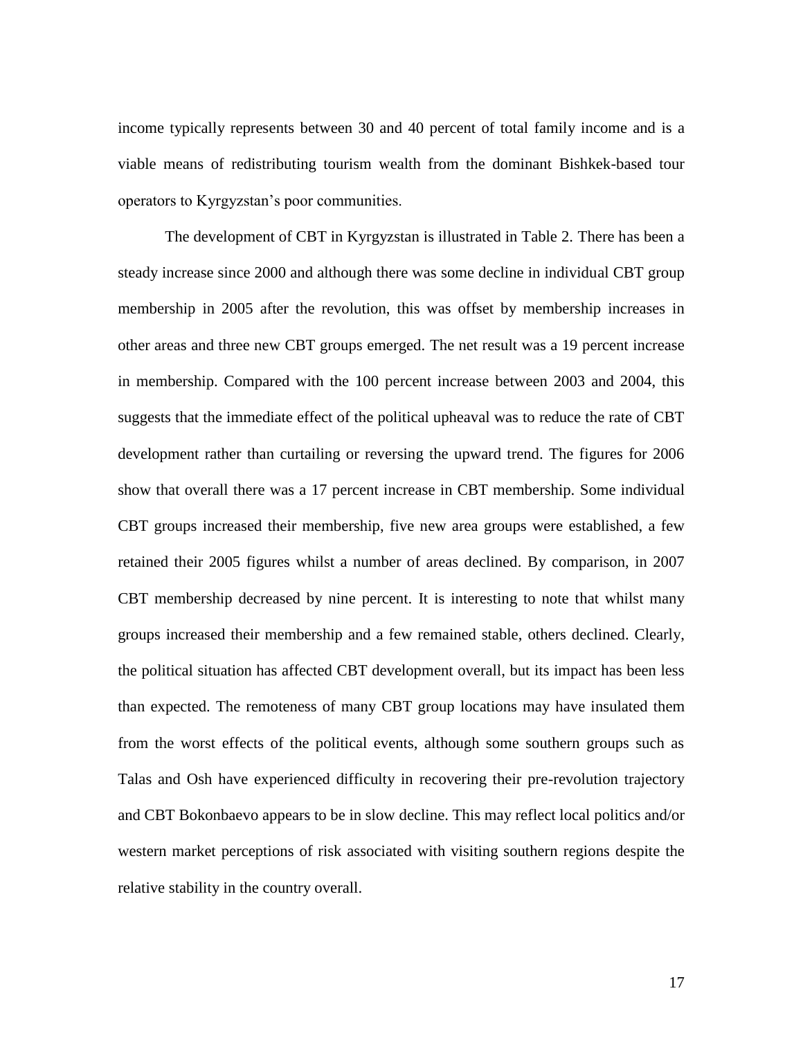income typically represents between 30 and 40 percent of total family income and is a viable means of redistributing tourism wealth from the dominant Bishkek-based tour operators to Kyrgyzstan's poor communities.

The development of CBT in Kyrgyzstan is illustrated in Table 2. There has been a steady increase since 2000 and although there was some decline in individual CBT group membership in 2005 after the revolution, this was offset by membership increases in other areas and three new CBT groups emerged. The net result was a 19 percent increase in membership. Compared with the 100 percent increase between 2003 and 2004, this suggests that the immediate effect of the political upheaval was to reduce the rate of CBT development rather than curtailing or reversing the upward trend. The figures for 2006 show that overall there was a 17 percent increase in CBT membership. Some individual CBT groups increased their membership, five new area groups were established, a few retained their 2005 figures whilst a number of areas declined. By comparison, in 2007 CBT membership decreased by nine percent. It is interesting to note that whilst many groups increased their membership and a few remained stable, others declined. Clearly, the political situation has affected CBT development overall, but its impact has been less than expected. The remoteness of many CBT group locations may have insulated them from the worst effects of the political events, although some southern groups such as Talas and Osh have experienced difficulty in recovering their pre-revolution trajectory and CBT Bokonbaevo appears to be in slow decline. This may reflect local politics and/or western market perceptions of risk associated with visiting southern regions despite the relative stability in the country overall.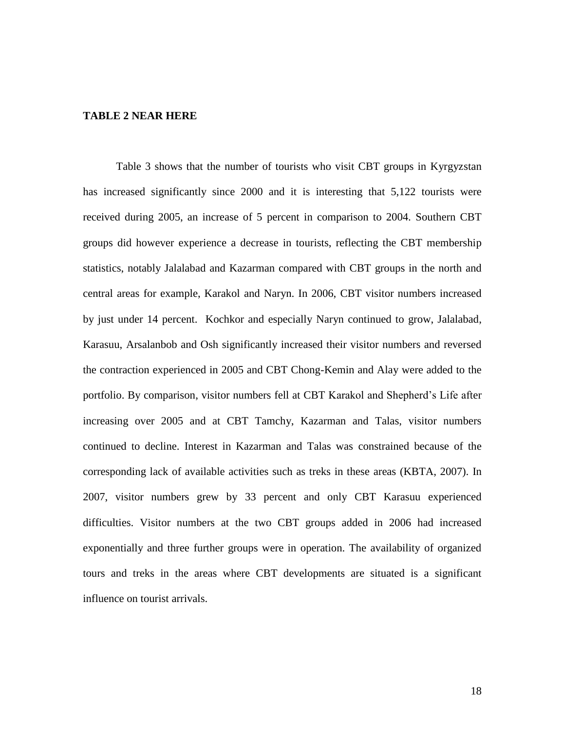**TABLE 2 NEAR HERE**

Table 3 shows that the number of tourists who visit CBT groups in Kyrgyzstan has increased significantly since 2000 and it is interesting that 5,122 tourists were received during 2005, an increase of 5 percent in comparison to 2004. Southern CBT groups did however experience a decrease in tourists, reflecting the CBT membership statistics, notably Jalalabad and Kazarman compared with CBT groups in the north and central areas for example, Karakol and Naryn. In 2006, CBT visitor numbers increased by just under 14 percent. Kochkor and especially Naryn continued to grow, Jalalabad, Karasuu, Arsalanbob and Osh significantly increased their visitor numbers and reversed the contraction experienced in 2005 and CBT Chong-Kemin and Alay were added to the portfolio. By comparison, visitor numbers fell at CBT Karakol and Shepherd's Life after increasing over 2005 and at CBT Tamchy, Kazarman and Talas, visitor numbers continued to decline. Interest in Kazarman and Talas was constrained because of the corresponding lack of available activities such as treks in these areas (KBTA, 2007). In 2007, visitor numbers grew by 33 percent and only CBT Karasuu experienced difficulties. Visitor numbers at the two CBT groups added in 2006 had increased exponentially and three further groups were in operation. The availability of organized tours and treks in the areas where CBT developments are situated is a significant influence on tourist arrivals.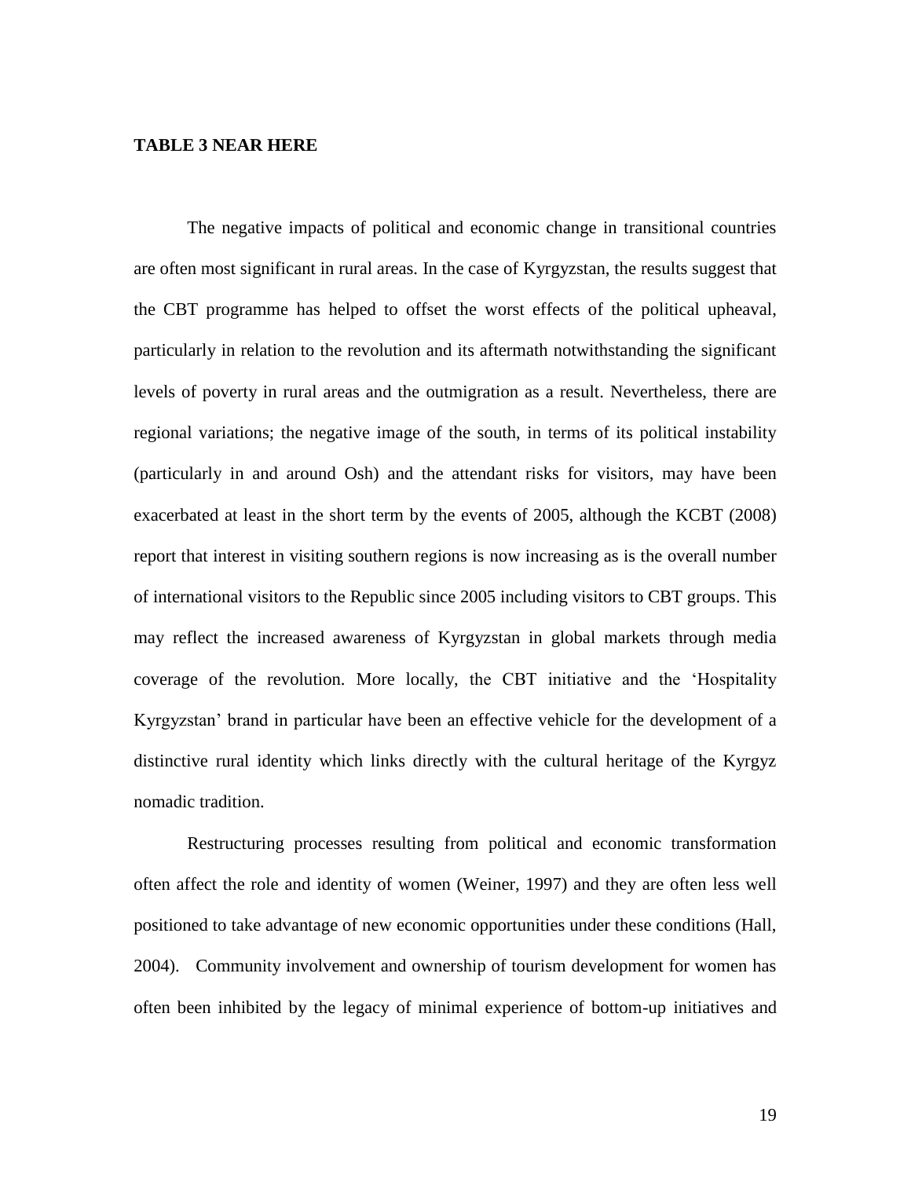**TABLE 3 NEAR HERE**

The negative impacts of political and economic change in transitional countries are often most significant in rural areas. In the case of Kyrgyzstan, the results suggest that the CBT programme has helped to offset the worst effects of the political upheaval, particularly in relation to the revolution and its aftermath notwithstanding the significant levels of poverty in rural areas and the outmigration as a result. Nevertheless, there are regional variations; the negative image of the south, in terms of its political instability (particularly in and around Osh) and the attendant risks for visitors, may have been exacerbated at least in the short term by the events of 2005, although the KCBT (2008) report that interest in visiting southern regions is now increasing as is the overall number of international visitors to the Republic since 2005 including visitors to CBT groups. This may reflect the increased awareness of Kyrgyzstan in global markets through media coverage of the revolution. More locally, the CBT initiative and the 'Hospitality Kyrgyzstan' brand in particular have been an effective vehicle for the development of a distinctive rural identity which links directly with the cultural heritage of the Kyrgyz nomadic tradition.

Restructuring processes resulting from political and economic transformation often affect the role and identity of women (Weiner, 1997) and they are often less well positioned to take advantage of new economic opportunities under these conditions (Hall, 2004). Community involvement and ownership of tourism development for women has often been inhibited by the legacy of minimal experience of bottom-up initiatives and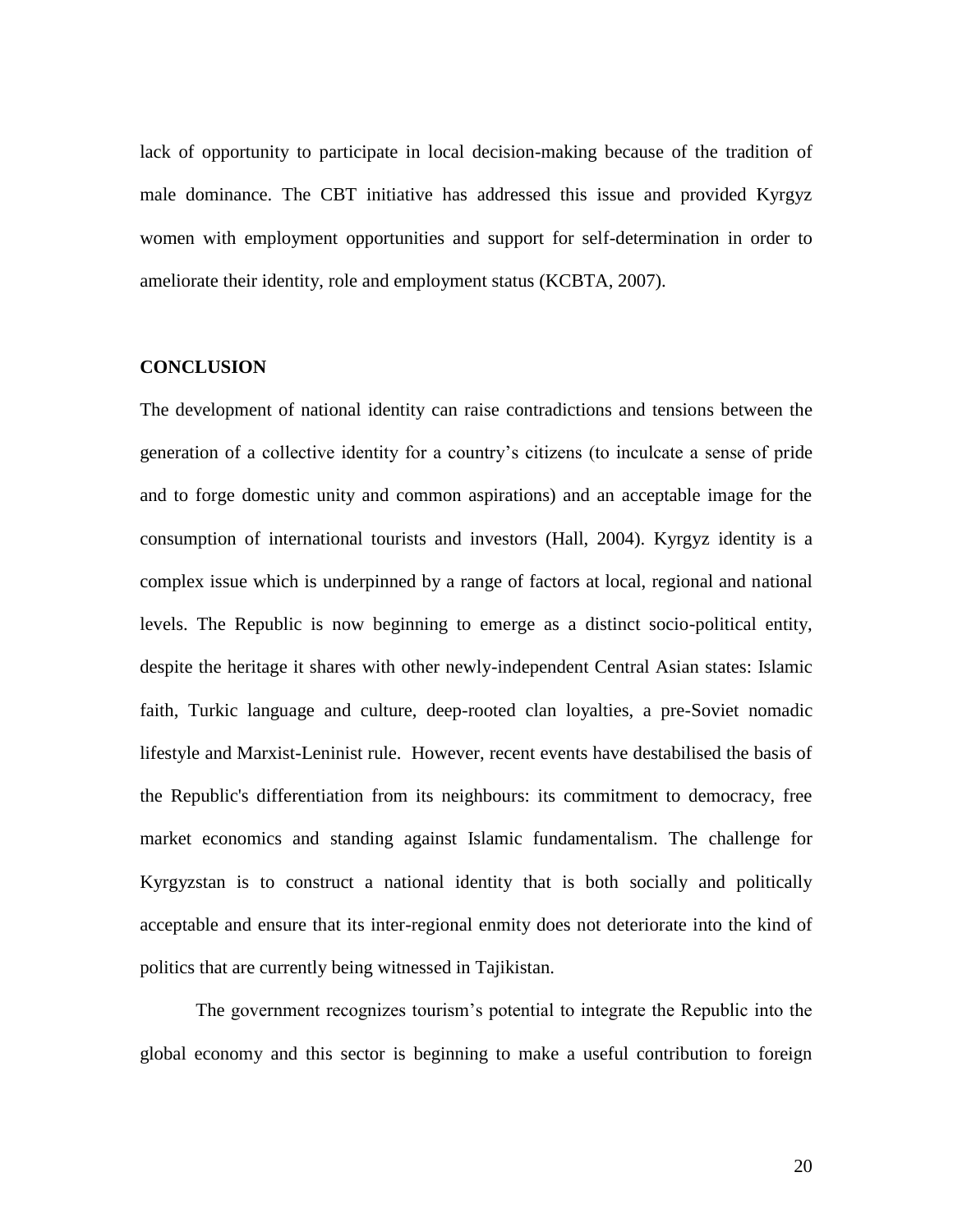lack of opportunity to participate in local decision-making because of the tradition of male dominance. The CBT initiative has addressed this issue and provided Kyrgyz women with employment opportunities and support for self-determination in order to ameliorate their identity, role and employment status (KCBTA, 2007).

## CONCLUSION

The development of national identity can raise contradictions and tensions between the generation of a collective identity for a country's citizens (to inculcate a sense of pride and to forge domestic unity and common aspirations) and an acceptable image for the consumption of international tourists and investors (Hall, 2004). Kyrgyz identity is a complex issue which is underpinned by a range of factors at local, regional and national levels. The Republic is now beginning to emerge as a distinct socio-political entity, despite the heritage it shares with other newly-independent Central Asian states: Islamic faith, Turkic language and culture, deep-rooted clan loyalties, a pre-Soviet nomadic lifestyle and Marxist-Leninist rule. However, recent events have destabilised the basis of the Republic's differentiation from its neighbours: its commitment to democracy, free market economics and standing against Islamic fundamentalism. The challenge for Kyrgyzstan is to construct a national identity that is both socially and politically acceptable and ensure that its inter-regional enmity does not deteriorate into the kind of politics that are currently being witnessed in Tajikistan.

The government recognizes tourism's potential to integrate the Republic into the global economy and this sector is beginning to make a useful contribution to foreign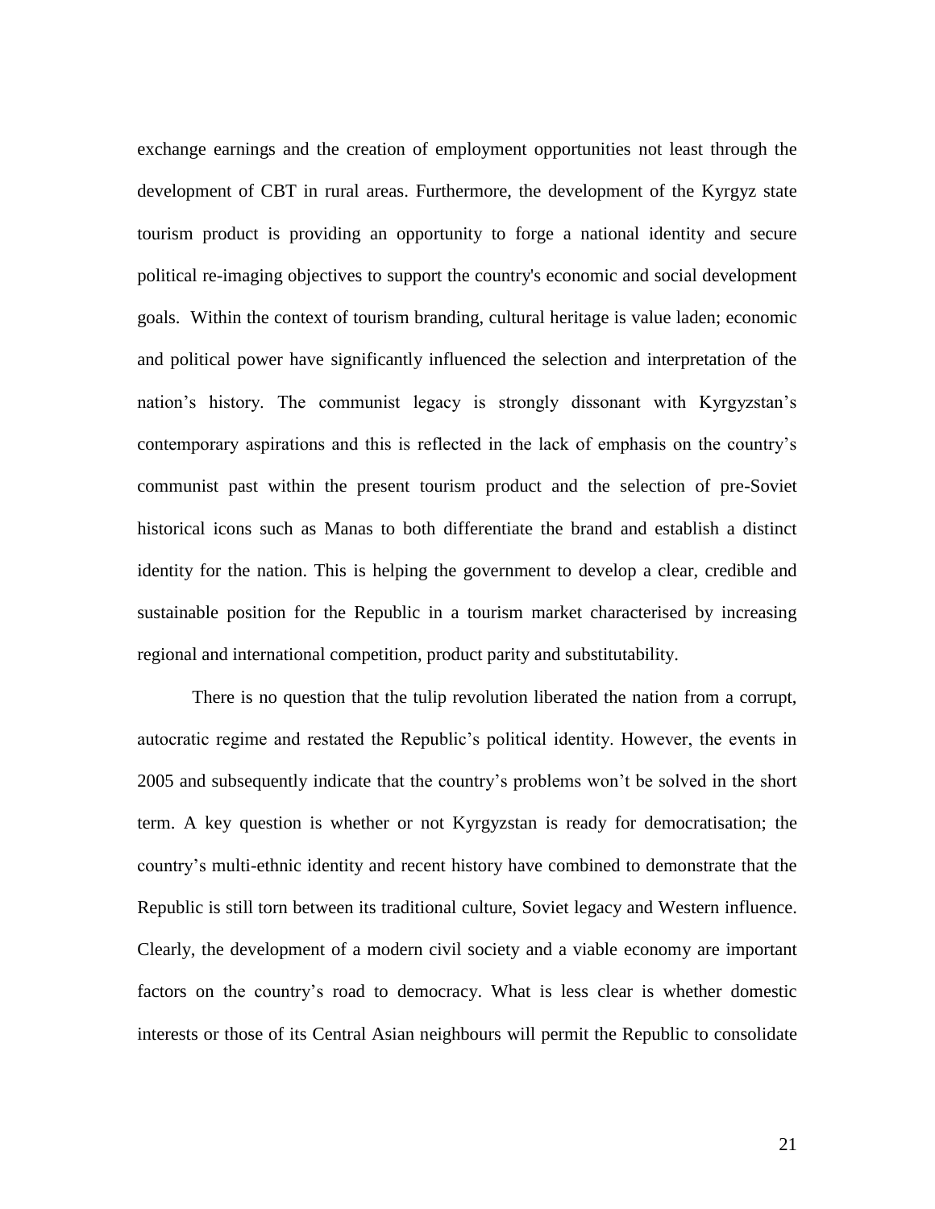exchange earnings and the creation of employment opportunities not least through the development of CBT in rural areas. Furthermore, the development of the Kyrgyz state tourism product is providing an opportunity to forge a national identity and secure political re-imaging objectives to support the country's economic and social development goals. Within the context of tourism branding, cultural heritage is value laden; economic and political power have significantly influenced the selection and interpretation of the nation's history. The communist legacy is strongly dissonant with Kyrgyzstan's contemporary aspirations and this is reflected in the lack of emphasis on the country's communist past within the present tourism product and the selection of pre-Soviet historical icons such as Manas to both differentiate the brand and establish a distinct identity for the nation. This is helping the government to develop a clear, credible and sustainable position for the Republic in a tourism market characterised by increasing regional and international competition, product parity and substitutability.

There is no question that the tulip revolution liberated the nation from a corrupt, autocratic regime and restated the Republic's political identity. However, the events in 2005 and subsequently indicate that the country's problems won't be solved in the short term. A key question is whether or not Kyrgyzstan is ready for democratisation; the country's multi-ethnic identity and recent history have combined to demonstrate that the Republic is still torn between its traditional culture, Soviet legacy and Western influence. Clearly, the development of a modern civil society and a viable economy are important factors on the country's road to democracy. What is less clear is whether domestic interests or those of its Central Asian neighbours will permit the Republic to consolidate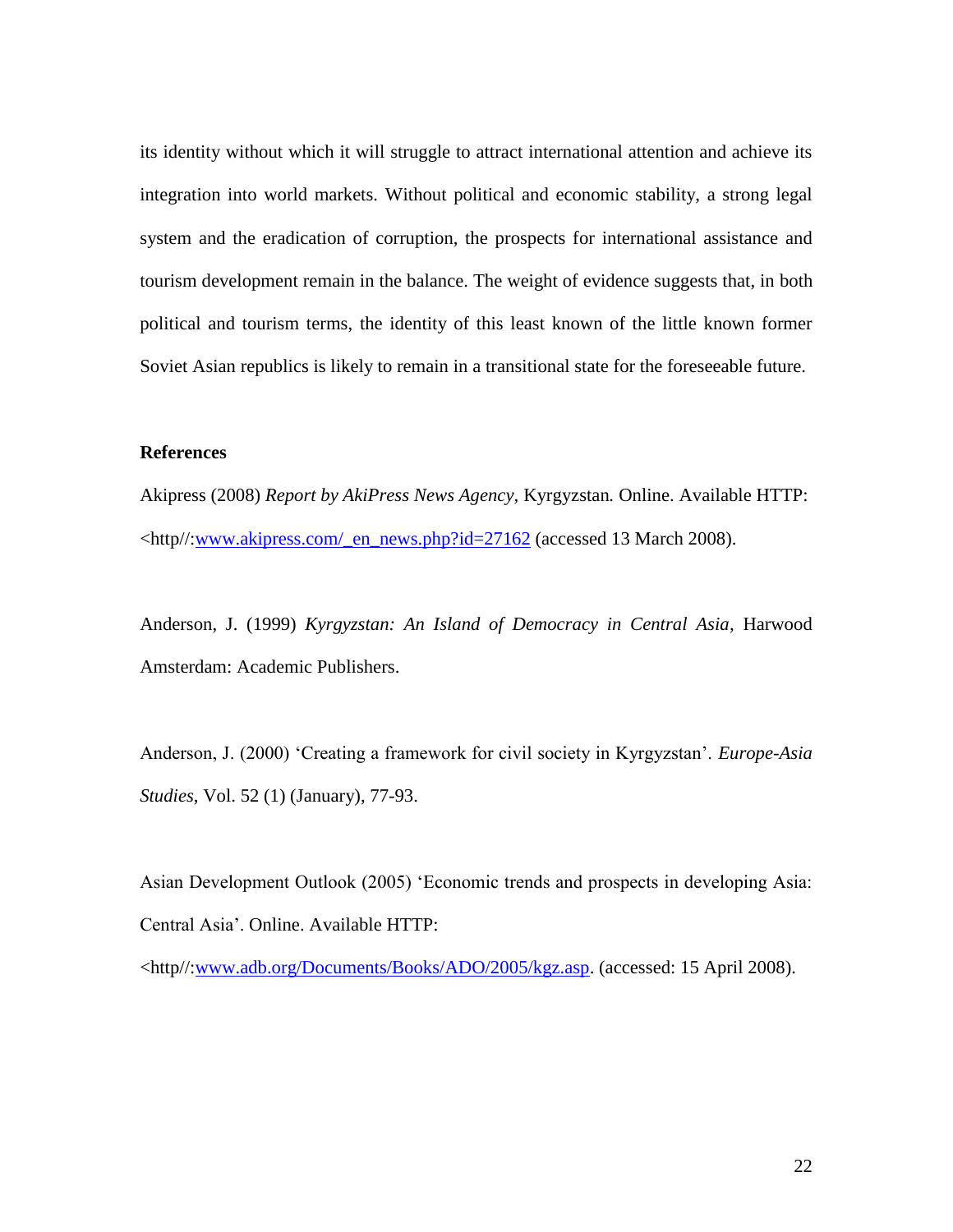its identity without which it will struggle to attract international attention and achieve its integration into world markets. Without political and economic stability, a strong legal system and the eradication of corruption, the prospects for international assistance and tourism development remain in the balance. The weight of evidence suggests that, in both political and tourism terms, the identity of this least known of the little known former Soviet Asian republics is likely to remain in a transitional state for the foreseeable future.

**References**

Akipress (2008) *Report by AkiPress News Agency*, Kyrgyzstan. Online. Available HTTP: <http//:www.akipress.com/_en_news.php?id=27162 (accessed 13 March 2008).

Anderson, J. (1999) *Kyrgyzstan: An Island of Democracy in Central Asia,* Harwood Amsterdam: Academic Publishers.

Anderson, J. (2000) 'Creating a framework for civil society in Kyrgyzstan'. *Europe-Asia Studies*, Vol. 52 (1) (January), 77-93.

Asian Development Outlook (2005) 'Economic trends and prospects in developing Asia: Central Asia'. Online. Available HTTP: <http//:www.adb.org/Documents/Books/ADO/2005/kgz.asp. (accessed: 15 April 2008).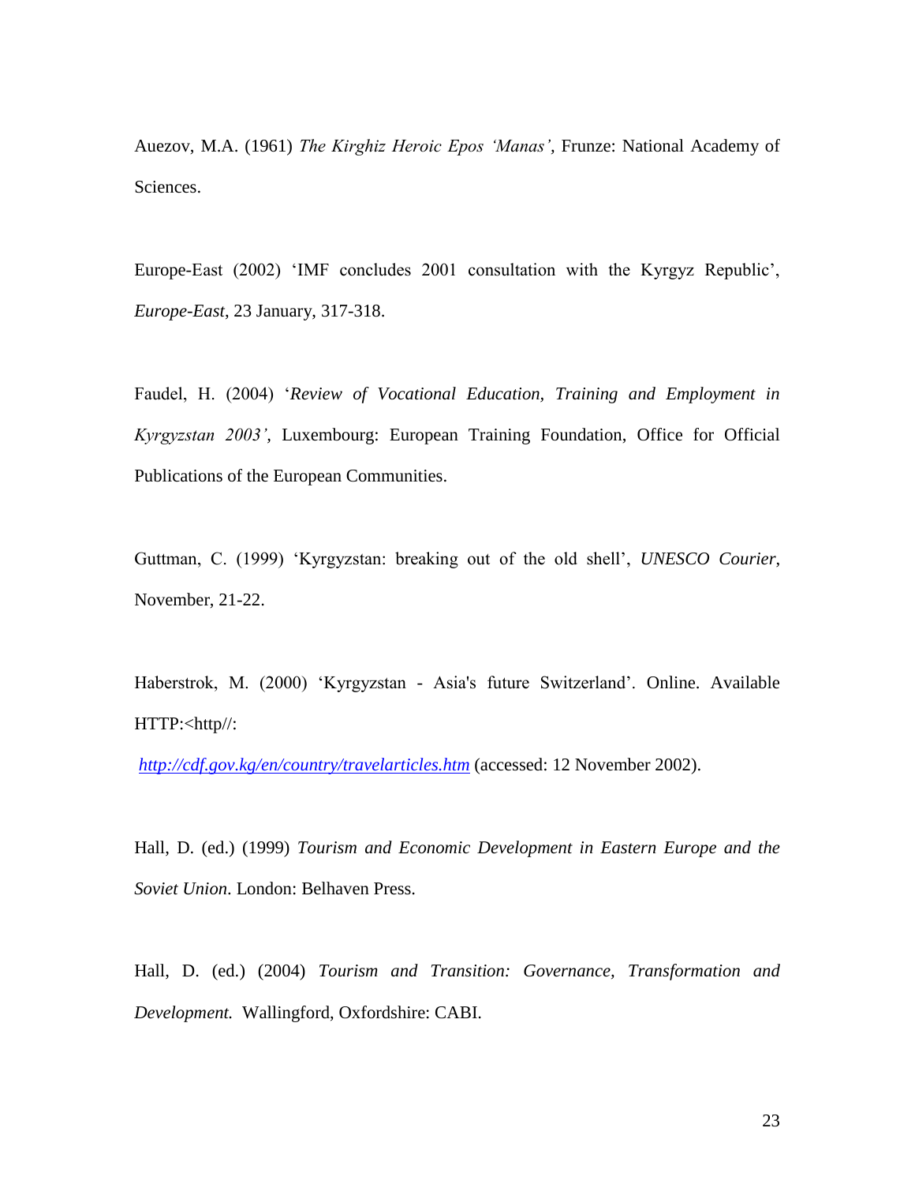Auezov, M.A. (1961) *The Kirghiz Heroic Epos 'Manas'*, Frunze: National Academy of Sciences.

Europe-East (2002) 'IMF concludes 2001 consultation with the Kyrgyz Republic', *Europe-East*, 23 January, 317-318.

Faudel, H. (2004) '*Review of Vocational Education, Training and Employment in Kyrgyzstan 2003'*, Luxembourg: European Training Foundation, Office for Official Publications of the European Communities.

Guttman, C. (1999) 'Kyrgyzstan: breaking out of the old shell', *UNESCO Courier*, November, 21-22.

Haberstrok, M. (2000) 'Kyrgyzstan - Asia's future Switzerland'. Online. Available HTTP:<http//:

*http://cdf.gov.kg/en/country/travelarticles.htm* (accessed: 12 November 2002).

Hall, D. (ed.) (1999) *Tourism and Economic Development in Eastern Europe and the Soviet Union*. London: Belhaven Press.

Hall, D. (ed.) (2004) *Tourism and Transition: Governance, Transformation and Development.* Wallingford, Oxfordshire: CABI.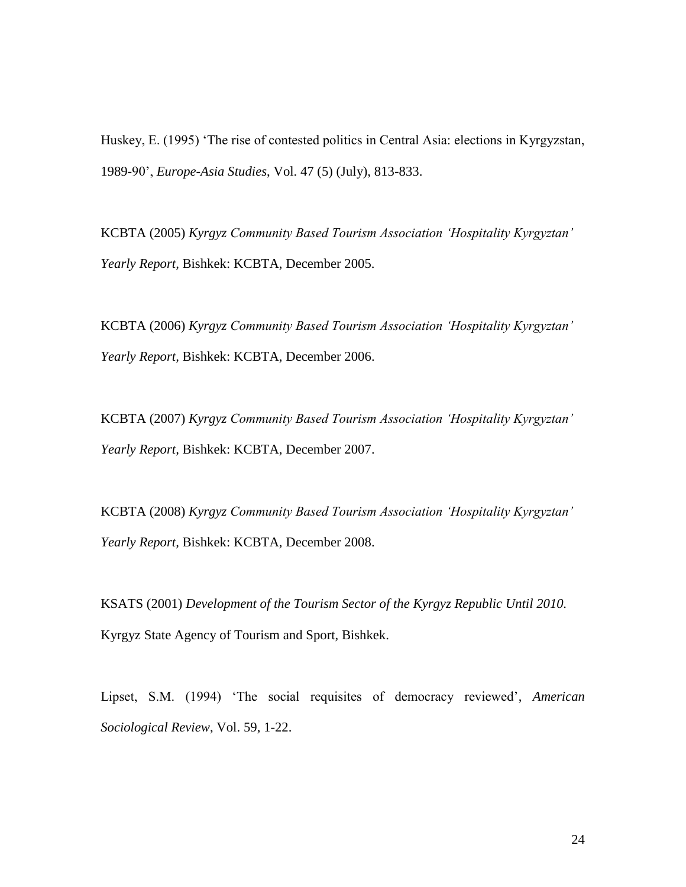Huskey, E. (1995) ‘The rise of contested politics in Central Asia: elections in Kyrgyzstan, 1989-90’, *Europe-Asia Studies*, Vol. 47 (5) (July), 813-833.

KCBTA (2005) *Kyrgyz Community Based Tourism Association ‘Hospitality Kyrgyztan’ Yearly Report,* Bishkek: KCBTA, December 2005.

KCBTA (2006) *Kyrgyz Community Based Tourism Association ‘Hospitality Kyrgyztan’ Yearly Report,* Bishkek: KCBTA, December 2006.

KCBTA (2007) *Kyrgyz Community Based Tourism Association ‘Hospitality Kyrgyztan’ Yearly Report,* Bishkek: KCBTA, December 2007.

KCBTA (2008) *Kyrgyz Community Based Tourism Association ‘Hospitality Kyrgyztan’ Yearly Report,* Bishkek: KCBTA, December 2008.

KSATS (2001) *Development of the Tourism Sector of the Kyrgyz Republic Until 2010.* Kyrgyz State Agency of Tourism and Sport, Bishkek.

Lipset, S.M. (1994) ‘The social requisites of democracy reviewed’, *American Sociological Review*, Vol. 59, 1-22.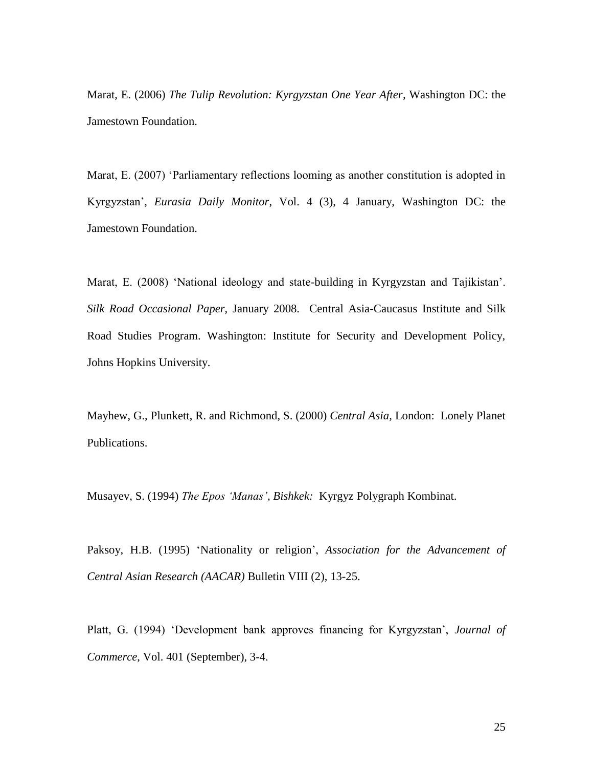Marat, E. (2006) *The Tulip Revolution: Kyrgyzstan One Year After,* Washington DC: the Jamestown Foundation.

Marat, E. (2007) 'Parliamentary reflections looming as another constitution is adopted in Kyrgyzstan', *Eurasia Daily Monitor*, Vol. 4 (3), 4 January, Washington DC: the Jamestown Foundation.

Marat, E. (2008) 'National ideology and state-building in Kyrgyzstan and Tajikistan'. *Silk Road Occasional Paper,* January 2008. Central Asia-Caucasus Institute and Silk Road Studies Program. Washington: Institute for Security and Development Policy, Johns Hopkins University.

Mayhew, G., Plunkett, R. and Richmond, S. (2000) *Central Asia,* London: Lonely Planet Publications.

Musayev, S. (1994) *The Epos 'Manas', Bishkek:* Kyrgyz Polygraph Kombinat.

Paksoy, H.B. (1995) 'Nationality or religion', *Association for the Advancement of Central Asian Research (AACAR)* Bulletin VIII (2), 13-25.

Platt, G. (1994) 'Development bank approves financing for Kyrgyzstan', *Journal of Commerce*, Vol. 401 (September), 3-4.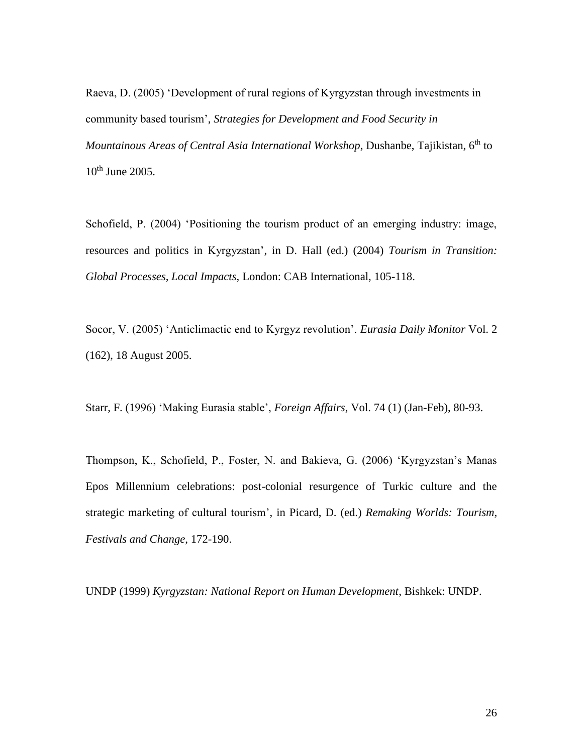Raeva, D. (2005) 'Development of rural regions of Kyrgyzstan through investments in community based tourism', *Strategies for Development and Food Security in Mountainous Areas of Central Asia International Workshop*, Dushanbe, Tajikistan, 6th to 10th June 2005.

Schofield, P. (2004) 'Positioning the tourism product of an emerging industry: image, resources and politics in Kyrgyzstan', in D. Hall (ed.) (2004) *Tourism in Transition: Global Processes, Local Impacts*, London: CAB International, 105-118.

Socor, V. (2005) 'Anticlimactic end to Kyrgyz revolution'. *Eurasia Daily Monitor* Vol. 2 (162), 18 August 2005.

Starr, F. (1996) 'Making Eurasia stable', *Foreign Affairs*, Vol. 74 (1) (Jan-Feb), 80-93.

Thompson, K., Schofield, P., Foster, N. and Bakieva, G. (2006) 'Kyrgyzstan's Manas Epos Millennium celebrations: post-colonial resurgence of Turkic culture and the strategic marketing of cultural tourism', in Picard, D. (ed.) *Remaking Worlds: Tourism, Festivals and Change*, 172-190.

UNDP (1999) *Kyrgyzstan: National Report on Human Development*, Bishkek: UNDP.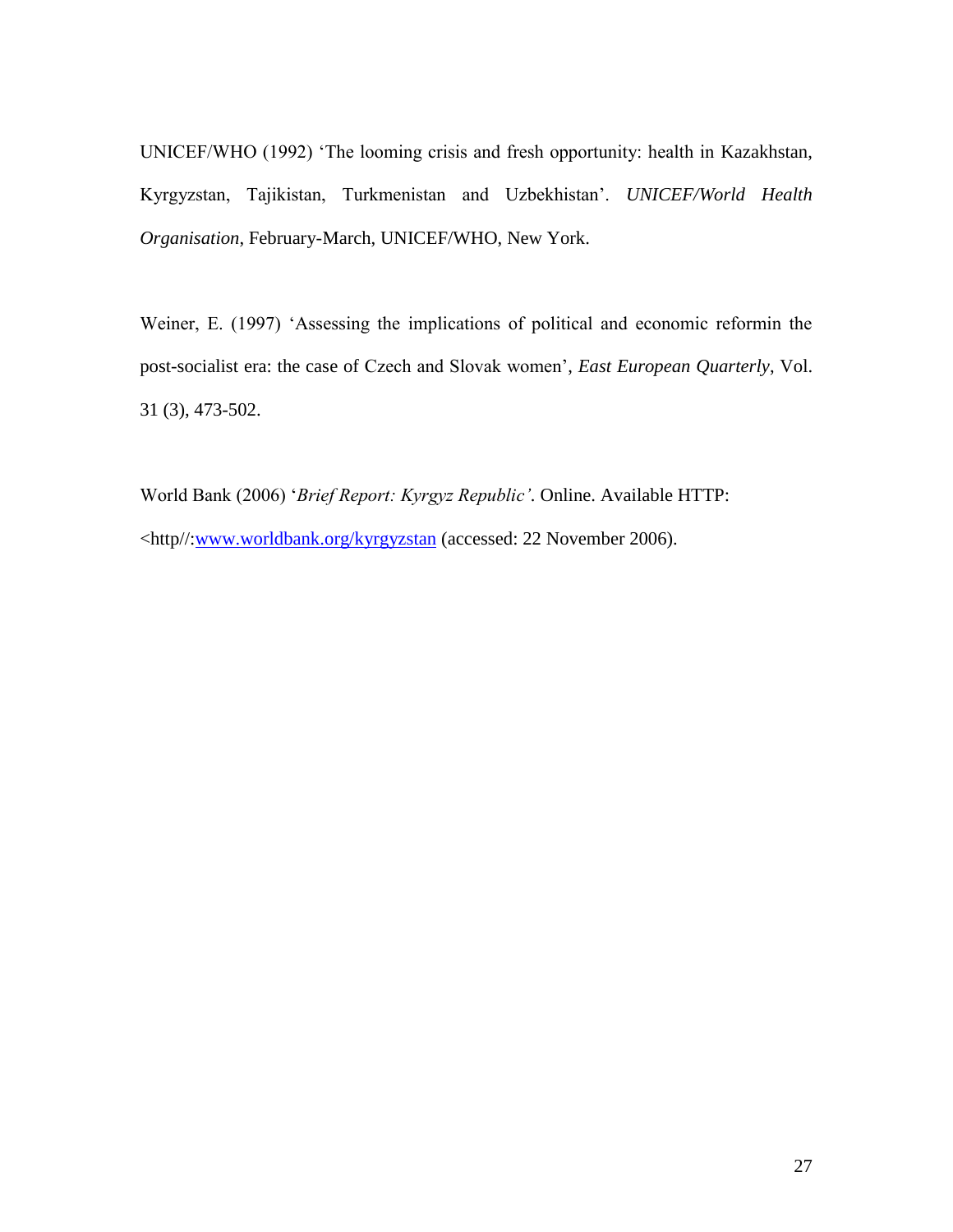UNICEF/WHO (1992) 'The looming crisis and fresh opportunity: health in Kazakhstan, Kyrgyzstan, Tajikistan, Turkmenistan and Uzbekhistan'. *UNICEF/World Health Organisation*, February-March, UNICEF/WHO, New York.

Weiner, E. (1997) 'Assessing the implications of political and economic reformin the post-socialist era: the case of Czech and Slovak women', *East European Quarterly*, Vol. 31 (3), 473-502.

World Bank (2006) '*Brief Report: Kyrgyz Republic'*. Online. Available HTTP: <http//:www.worldbank.org/kyrgyzstan (accessed: 22 November 2006).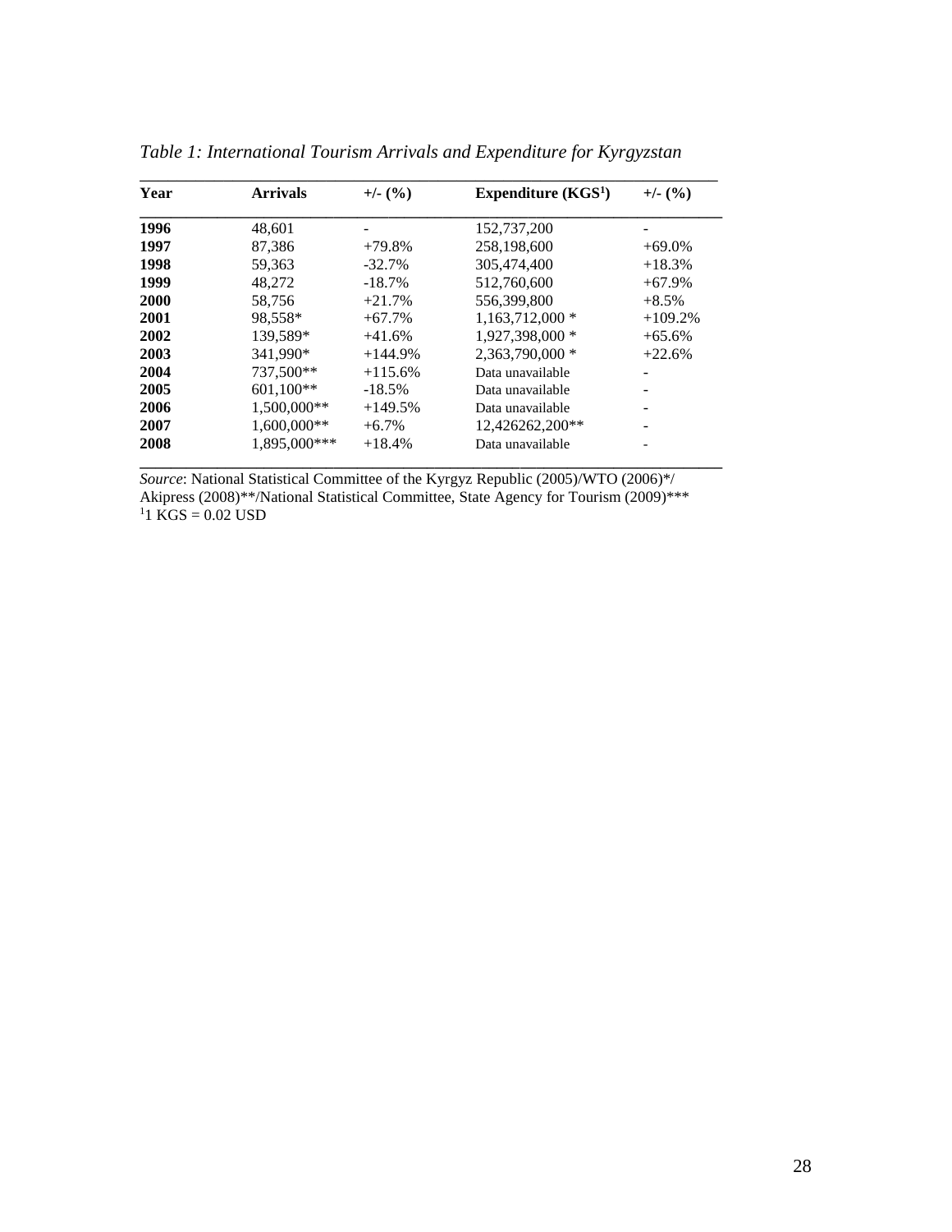*Table 1: International Tourism Arrivals and Expenditure for Kyrgyzstan*

| Year | Arrivals | +/- (%) | Expenditure (KGS[1]) | +/- (%) |
|---|---|---|---|---|
| **1996** | 48,601 | - | 152,737,200 | - |
| **1997** | 87,386 | +79.8% | 258,198,600 | +69.0% |
| **1998** | 59,363 | -32.7% | 305,474,400 | +18.3% |
| **1999** | 48,272 | -18.7% | 512,760,600 | +67.9% |
| **2000** | 58,756 | +21.7% | 556,399,800 | +8.5% |
| **2001** | 98,558* | +67.7% | 1,163,712,000 * | +109.2% |
| **2002** | 139,589* | +41.6% | 1,927,398,000 * | +65.6% |
| **2003** | 341,990* | +144.9% | 2,363,790,000 * | +22.6% |
| **2004** | 737,500** | +115.6% | Data unavailable | - |
| **2005** | 601,100** | -18.5% | Data unavailable | - |
| **2006** | 1,500,000** | +149.5% | Data unavailable | - |
| **2007** | 1,600,000** | +6.7% | 12,426262,200** | - |
| **2008** | 1,895,000*** | +18.4% | Data unavailable | - |

*Source*: National Statistical Committee of the Kyrgyz Republic (2005)/WTO (2006)*/ Akipress (2008)**/National Statistical Committee, State Agency for Tourism (2009)***
[1]1 KGS = 0.02 USD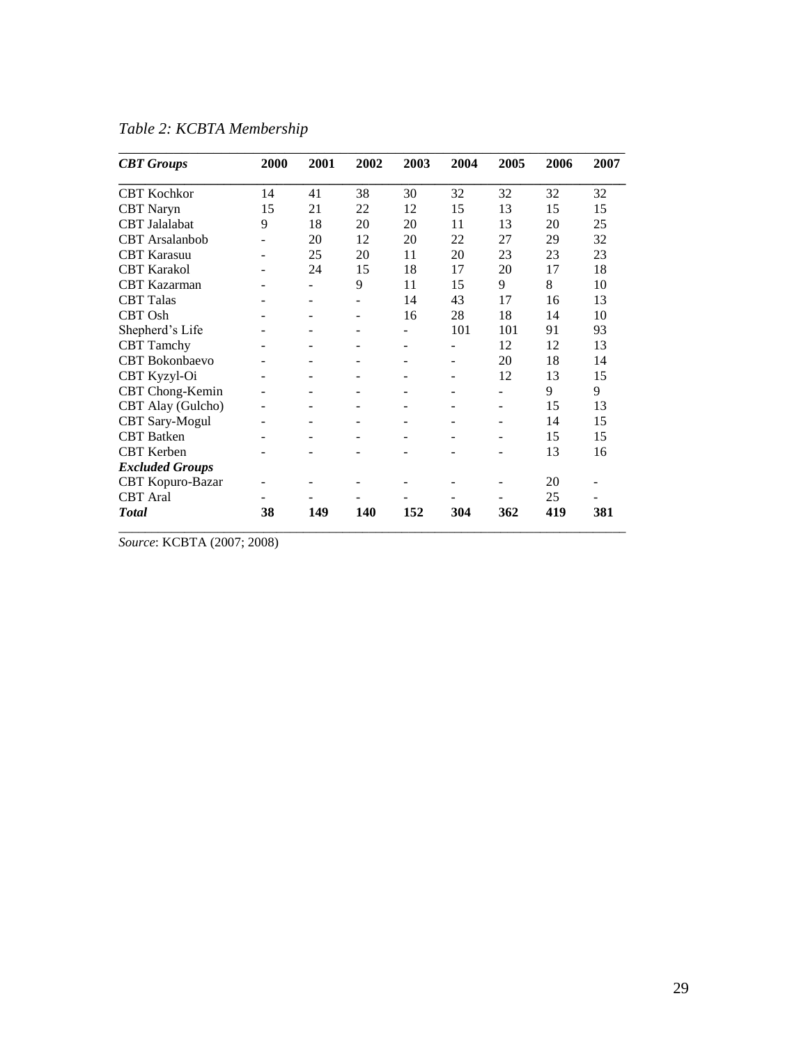*Table 2: KCBTA Membership*

| ***CBT Groups*** | **2000** | **2001** | **2002** | **2003** | **2004** | **2005** | **2006** | **2007** |
|---|---|---|---|---|---|---|---|---|
| CBT Kochkor | 14 | 41 | 38 | 30 | 32 | 32 | 32 | 32 |
| CBT Naryn | 15 | 21 | 22 | 12 | 15 | 13 | 15 | 15 |
| CBT Jalalabat | 9 | 18 | 20 | 20 | 11 | 13 | 20 | 25 |
| CBT Arsalanbob | - | 20 | 12 | 20 | 22 | 27 | 29 | 32 |
| CBT Karasuu | - | 25 | 20 | 11 | 20 | 23 | 23 | 23 |
| CBT Karakol | - | 24 | 15 | 18 | 17 | 20 | 17 | 18 |
| CBT Kazarman | - | - | 9 | 11 | 15 | 9 | 8 | 10 |
| CBT Talas | - | - | - | 14 | 43 | 17 | 16 | 13 |
| CBT Osh | - | - | - | 16 | 28 | 18 | 14 | 10 |
| Shepherd's Life | - | - | - | - | 101 | 101 | 91 | 93 |
| CBT Tamchy | - | - | - | - | - | 12 | 12 | 13 |
| CBT Bokonbaevo | - | - | - | - | - | 20 | 18 | 14 |
| CBT Kyzyl-Oi | - | - | - | - | - | 12 | 13 | 15 |
| CBT Chong-Kemin | - | - | - | - | - | - | 9 | 9 |
| CBT Alay (Gulcho) | - | - | - | - | - | - | 15 | 13 |
| CBT Sary-Mogul | - | - | - | - | - | - | 14 | 15 |
| CBT Batken | - | - | - | - | - | - | 15 | 15 |
| CBT Kerben | - | - | - | - | - | - | 13 | 16 |
| ***Excluded Groups*** | | | | | | | | |
| CBT Kopuro-Bazar | - | - | - | - | - | - | 20 | - |
| CBT Aral | - | - | - | - | - | - | 25 | - |
| ***Total*** | **38** | **149** | **140** | **152** | **304** | **362** | **419** | **381** |

*Source*: KCBTA (2007; 2008)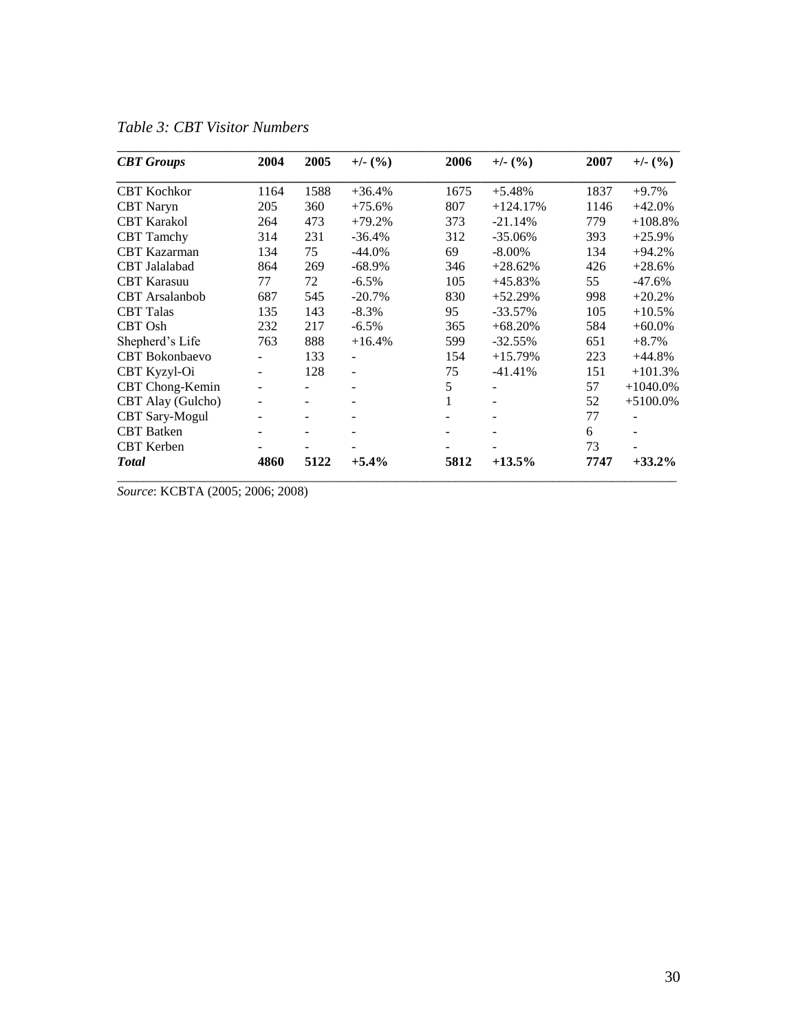*Table 3: CBT Visitor Numbers*

| ***CBT Groups*** | **2004** | **2005** | **+/- (%)** | **2006** | **+/- (%)** | **2007** | **+/- (%)** |
|---|---|---|---|---|---|---|---|
| CBT Kochkor | 1164 | 1588 | +36.4% | 1675 | +5.48% | 1837 | +9.7% |
| CBT Naryn | 205 | 360 | +75.6% | 807 | +124.17% | 1146 | +42.0% |
| CBT Karakol | 264 | 473 | +79.2% | 373 | -21.14% | 779 | +108.8% |
| CBT Tamchy | 314 | 231 | -36.4% | 312 | -35.06% | 393 | +25.9% |
| CBT Kazarman | 134 | 75 | -44.0% | 69 | -8.00% | 134 | +94.2% |
| CBT Jalalabad | 864 | 269 | -68.9% | 346 | +28.62% | 426 | +28.6% |
| CBT Karasuu | 77 | 72 | -6.5% | 105 | +45.83% | 55 | -47.6% |
| CBT Arsalanbob | 687 | 545 | -20.7% | 830 | +52.29% | 998 | +20.2% |
| CBT Talas | 135 | 143 | -8.3% | 95 | -33.57% | 105 | +10.5% |
| CBT Osh | 232 | 217 | -6.5% | 365 | +68.20% | 584 | +60.0% |
| Shepherd's Life | 763 | 888 | +16.4% | 599 | -32.55% | 651 | +8.7% |
| CBT Bokonbaevo | - | 133 | - | 154 | +15.79% | 223 | +44.8% |
| CBT Kyzyl-Oi | - | 128 | - | 75 | -41.41% | 151 | +101.3% |
| CBT Chong-Kemin | - | - | - | 5 | - | 57 | +1040.0% |
| CBT Alay (Gulcho) | - | - | - | 1 | - | 52 | +5100.0% |
| CBT Sary-Mogul | - | - | - | - | - | 77 | - |
| CBT Batken | - | - | - | - | - | 6 | - |
| CBT Kerben | - | - | - | - | - | 73 | - |
| ***Total*** | **4860** | **5122** | **+5.4%** | **5812** | **+13.5%** | **7747** | **+33.2%** |

*Source*: KCBTA (2005; 2006; 2008)